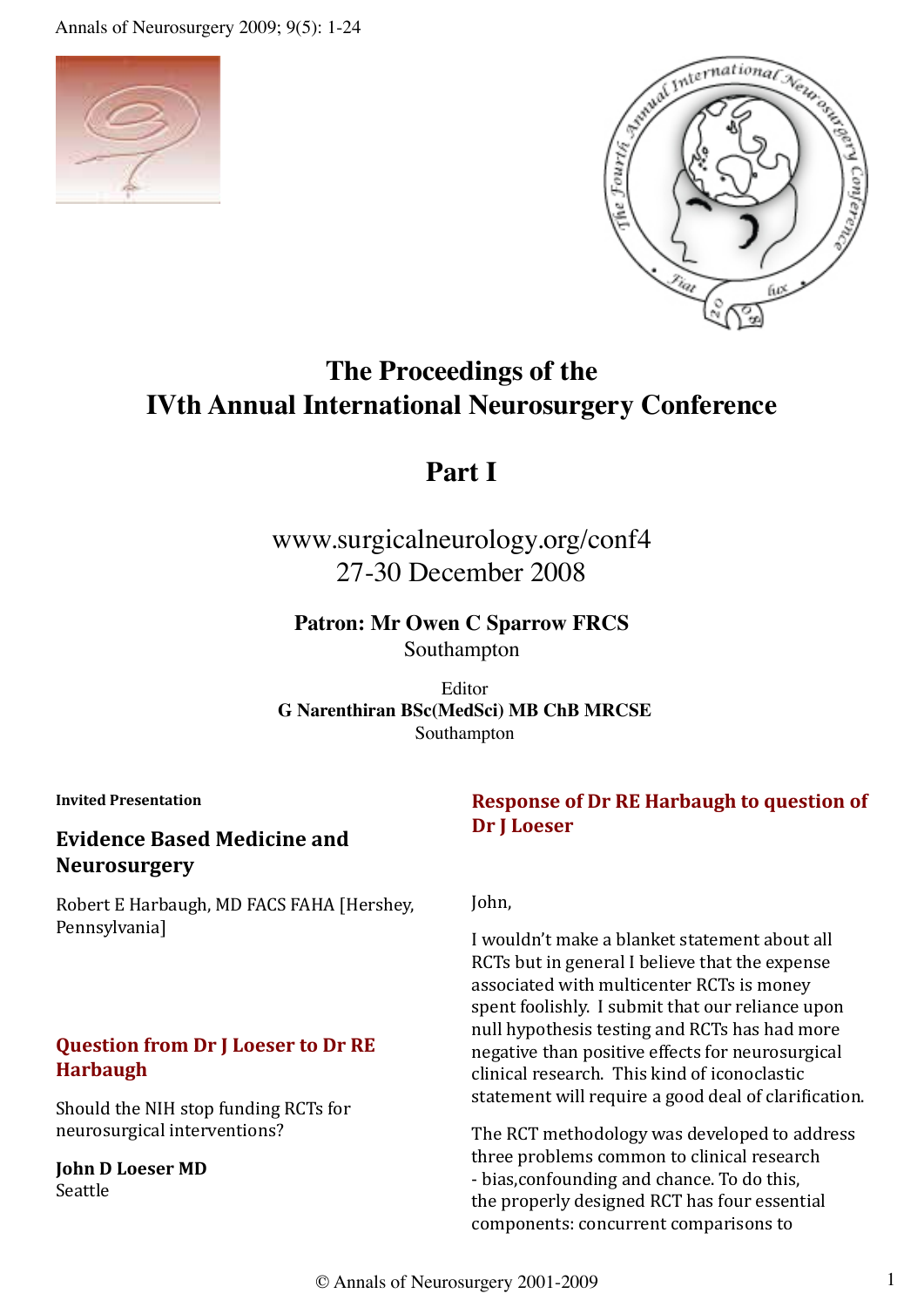# The Proceedings of the IVth Annual International Neurosurgery Conference

## Part I

www.surgicalneurology.org/conf4
27-30 December 2008

**Patron: Mr Owen C Sparrow FRCS**
Southampton

Editor
**G Narenthiran BSc(MedSci) MB ChB MRCSE**
Southampton

**Invited Presentation**

### Evidence Based Medicine and Neurosurgery

Robert E Harbaugh, MD FACS FAHA [Hershey, Pennsylvania]

### Question from Dr J Loeser to Dr RE Harbaugh

Should the NIH stop funding RCTs for neurosurgical interventions?

**John D Loeser MD**
Seattle

### Response of Dr RE Harbaugh to question of Dr J Loeser

John,

I wouldn't make a blanket statement about all RCTs but in general I believe that the expense associated with multicenter RCTs is money spent foolishly. I submit that our reliance upon null hypothesis testing and RCTs has had more negative than positive effects for neurosurgical clinical research. This kind of iconoclastic statement will require a good deal of clarification.

The RCT methodology was developed to address three problems common to clinical research - bias,confounding and chance. To do this, the properly designed RCT has four essential components: concurrent comparisons to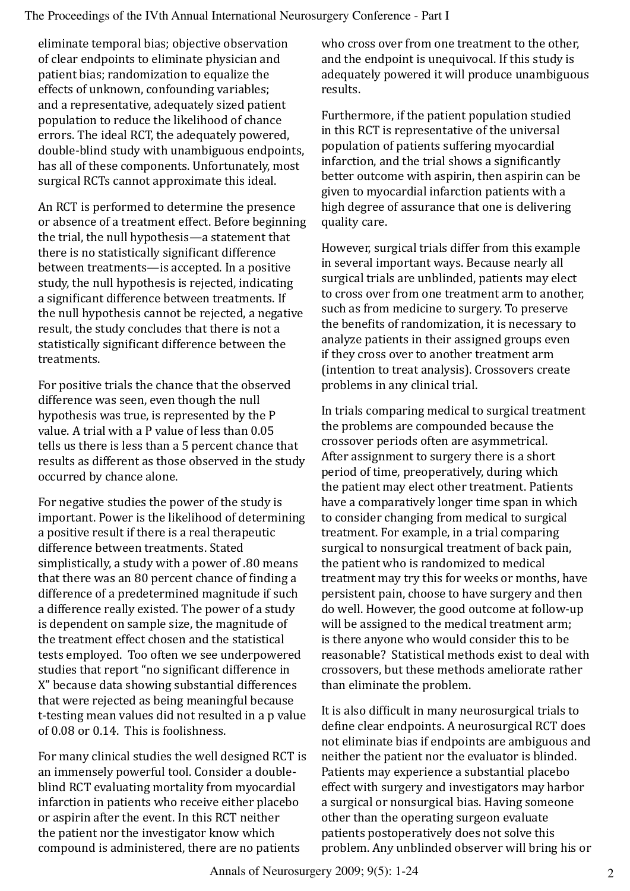eliminate temporal bias; objective observation of clear endpoints to eliminate physician and patient bias; randomization to equalize the effects of unknown, confounding variables; and a representative, adequately sized patient population to reduce the likelihood of chance errors. The ideal RCT, the adequately powered, double-blind study with unambiguous endpoints, has all of these components. Unfortunately, most surgical RCTs cannot approximate this ideal.

An RCT is performed to determine the presence or absence of a treatment effect. Before beginning the trial, the null hypothesis—a statement that there is no statistically significant difference between treatments—is accepted. In a positive study, the null hypothesis is rejected, indicating a significant difference between treatments. If the null hypothesis cannot be rejected, a negative result, the study concludes that there is not a statistically significant difference between the treatments.

For positive trials the chance that the observed difference was seen, even though the null hypothesis was true, is represented by the P value. A trial with a P value of less than 0.05 tells us there is less than a 5 percent chance that results as different as those observed in the study occurred by chance alone.

For negative studies the power of the study is important. Power is the likelihood of determining a positive result if there is a real therapeutic difference between treatments. Stated simplistically, a study with a power of .80 means that there was an 80 percent chance of finding a difference of a predetermined magnitude if such a difference really existed. The power of a study is dependent on sample size, the magnitude of the treatment effect chosen and the statistical tests employed. Too often we see underpowered studies that report "no significant difference in X" because data showing substantial differences that were rejected as being meaningful because t-testing mean values did not resulted in a p value of 0.08 or 0.14. This is foolishness.

For many clinical studies the well designed RCT is an immensely powerful tool. Consider a double-blind RCT evaluating mortality from myocardial infarction in patients who receive either placebo or aspirin after the event. In this RCT neither the patient nor the investigator know which compound is administered, there are no patients who cross over from one treatment to the other, and the endpoint is unequivocal. If this study is adequately powered it will produce unambiguous results.

Furthermore, if the patient population studied in this RCT is representative of the universal population of patients suffering myocardial infarction, and the trial shows a significantly better outcome with aspirin, then aspirin can be given to myocardial infarction patients with a high degree of assurance that one is delivering quality care.

However, surgical trials differ from this example in several important ways. Because nearly all surgical trials are unblinded, patients may elect to cross over from one treatment arm to another, such as from medicine to surgery. To preserve the benefits of randomization, it is necessary to analyze patients in their assigned groups even if they cross over to another treatment arm (intention to treat analysis). Crossovers create problems in any clinical trial.

In trials comparing medical to surgical treatment the problems are compounded because the crossover periods often are asymmetrical. After assignment to surgery there is a short period of time, preoperatively, during which the patient may elect other treatment. Patients have a comparatively longer time span in which to consider changing from medical to surgical treatment. For example, in a trial comparing surgical to nonsurgical treatment of back pain, the patient who is randomized to medical treatment may try this for weeks or months, have persistent pain, choose to have surgery and then do well. However, the good outcome at follow-up will be assigned to the medical treatment arm; is there anyone who would consider this to be reasonable? Statistical methods exist to deal with crossovers, but these methods ameliorate rather than eliminate the problem.

It is also difficult in many neurosurgical trials to define clear endpoints. A neurosurgical RCT does not eliminate bias if endpoints are ambiguous and neither the patient nor the evaluator is blinded. Patients may experience a substantial placebo effect with surgery and investigators may harbor a surgical or nonsurgical bias. Having someone other than the operating surgeon evaluate patients postoperatively does not solve this problem. Any unblinded observer will bring his or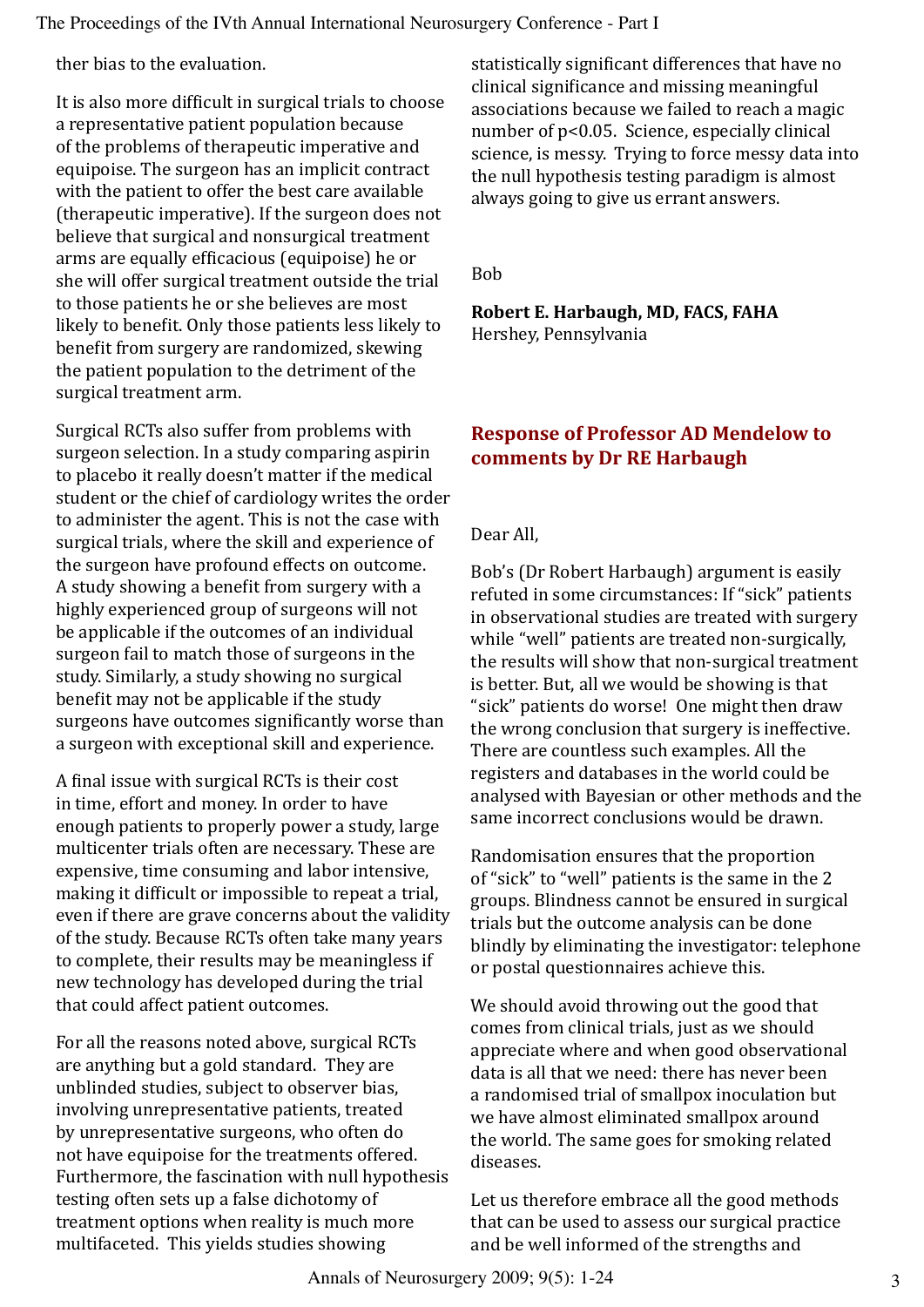ther bias to the evaluation.

It is also more difficult in surgical trials to choose a representative patient population because of the problems of therapeutic imperative and equipoise. The surgeon has an implicit contract with the patient to offer the best care available (therapeutic imperative). If the surgeon does not believe that surgical and nonsurgical treatment arms are equally efficacious (equipoise) he or she will offer surgical treatment outside the trial to those patients he or she believes are most likely to benefit. Only those patients less likely to benefit from surgery are randomized, skewing the patient population to the detriment of the surgical treatment arm.

Surgical RCTs also suffer from problems with surgeon selection. In a study comparing aspirin to placebo it really doesn't matter if the medical student or the chief of cardiology writes the order to administer the agent. This is not the case with surgical trials, where the skill and experience of the surgeon have profound effects on outcome. A study showing a benefit from surgery with a highly experienced group of surgeons will not be applicable if the outcomes of an individual surgeon fail to match those of surgeons in the study. Similarly, a study showing no surgical benefit may not be applicable if the study surgeons have outcomes significantly worse than a surgeon with exceptional skill and experience.

A final issue with surgical RCTs is their cost in time, effort and money. In order to have enough patients to properly power a study, large multicenter trials often are necessary. These are expensive, time consuming and labor intensive, making it difficult or impossible to repeat a trial, even if there are grave concerns about the validity of the study. Because RCTs often take many years to complete, their results may be meaningless if new technology has developed during the trial that could affect patient outcomes.

For all the reasons noted above, surgical RCTs are anything but a gold standard. They are unblinded studies, subject to observer bias, involving unrepresentative patients, treated by unrepresentative surgeons, who often do not have equipoise for the treatments offered. Furthermore, the fascination with null hypothesis testing often sets up a false dichotomy of treatment options when reality is much more multifaceted. This yields studies showing statistically significant differences that have no clinical significance and missing meaningful associations because we failed to reach a magic number of $p<0.05$. Science, especially clinical science, is messy. Trying to force messy data into the null hypothesis testing paradigm is almost always going to give us errant answers.

Bob

**Robert E. Harbaugh, MD, FACS, FAHA**
Hershey, Pennsylvania

## Response of Professor AD Mendelow to comments by Dr RE Harbaugh

Dear All,

Bob's (Dr Robert Harbaugh) argument is easily refuted in some circumstances: If "sick" patients in observational studies are treated with surgery while "well" patients are treated non-surgically, the results will show that non-surgical treatment is better. But, all we would be showing is that "sick" patients do worse! One might then draw the wrong conclusion that surgery is ineffective. There are countless such examples. All the registers and databases in the world could be analysed with Bayesian or other methods and the same incorrect conclusions would be drawn.

Randomisation ensures that the proportion of "sick" to "well" patients is the same in the 2 groups. Blindness cannot be ensured in surgical trials but the outcome analysis can be done blindly by eliminating the investigator: telephone or postal questionnaires achieve this.

We should avoid throwing out the good that comes from clinical trials, just as we should appreciate where and when good observational data is all that we need: there has never been a randomised trial of smallpox inoculation but we have almost eliminated smallpox around the world. The same goes for smoking related diseases.

Let us therefore embrace all the good methods that can be used to assess our surgical practice and be well informed of the strengths and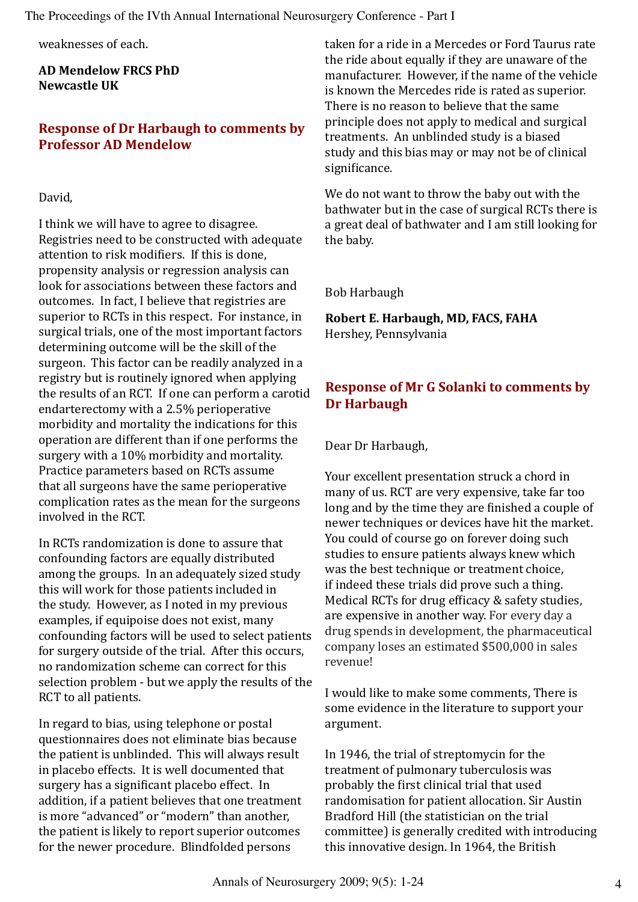weaknesses of each.

**AD Mendelow FRCS PhD**
**Newcastle UK**

## Response of Dr Harbaugh to comments by Professor AD Mendelow

David,

I think we will have to agree to disagree. Registries need to be constructed with adequate attention to risk modifiers. If this is done, propensity analysis or regression analysis can look for associations between these factors and outcomes. In fact, I believe that registries are superior to RCTs in this respect. For instance, in surgical trials, one of the most important factors determining outcome will be the skill of the surgeon. This factor can be readily analyzed in a registry but is routinely ignored when applying the results of an RCT. If one can perform a carotid endarterectomy with a 2.5% perioperative morbidity and mortality the indications for this operation are different than if one performs the surgery with a 10% morbidity and mortality. Practice parameters based on RCTs assume that all surgeons have the same perioperative complication rates as the mean for the surgeons involved in the RCT.

In RCTs randomization is done to assure that confounding factors are equally distributed among the groups. In an adequately sized study this will work for those patients included in the study. However, as I noted in my previous examples, if equipoise does not exist, many confounding factors will be used to select patients for surgery outside of the trial. After this occurs, no randomization scheme can correct for this selection problem - but we apply the results of the RCT to all patients.

In regard to bias, using telephone or postal questionnaires does not eliminate bias because the patient is unblinded. This will always result in placebo effects. It is well documented that surgery has a significant placebo effect. In addition, if a patient believes that one treatment is more "advanced" or "modern" than another, the patient is likely to report superior outcomes for the newer procedure. Blindfolded persons taken for a ride in a Mercedes or Ford Taurus rate the ride about equally if they are unaware of the manufacturer. However, if the name of the vehicle is known the Mercedes ride is rated as superior. There is no reason to believe that the same principle does not apply to medical and surgical treatments. An unblinded study is a biased study and this bias may or may not be of clinical significance.

We do not want to throw the baby out with the bathwater but in the case of surgical RCTs there is a great deal of bathwater and I am still looking for the baby.

Bob Harbaugh

**Robert E. Harbaugh, MD, FACS, FAHA**
Hershey, Pennsylvania

## Response of Mr G Solanki to comments by Dr Harbaugh

Dear Dr Harbaugh,

Your excellent presentation struck a chord in many of us. RCT are very expensive, take far too long and by the time they are finished a couple of newer techniques or devices have hit the market. You could of course go on forever doing such studies to ensure patients always knew which was the best technique or treatment choice, if indeed these trials did prove such a thing. Medical RCTs for drug efficacy & safety studies, are expensive in another way. For every day a drug spends in development, the pharmaceutical company loses an estimated $500,000 in sales revenue!

I would like to make some comments, There is some evidence in the literature to support your argument.

In 1946, the trial of streptomycin for the treatment of pulmonary tuberculosis was probably the first clinical trial that used randomisation for patient allocation. Sir Austin Bradford Hill (the statistician on the trial committee) is generally credited with introducing this innovative design. In 1964, the British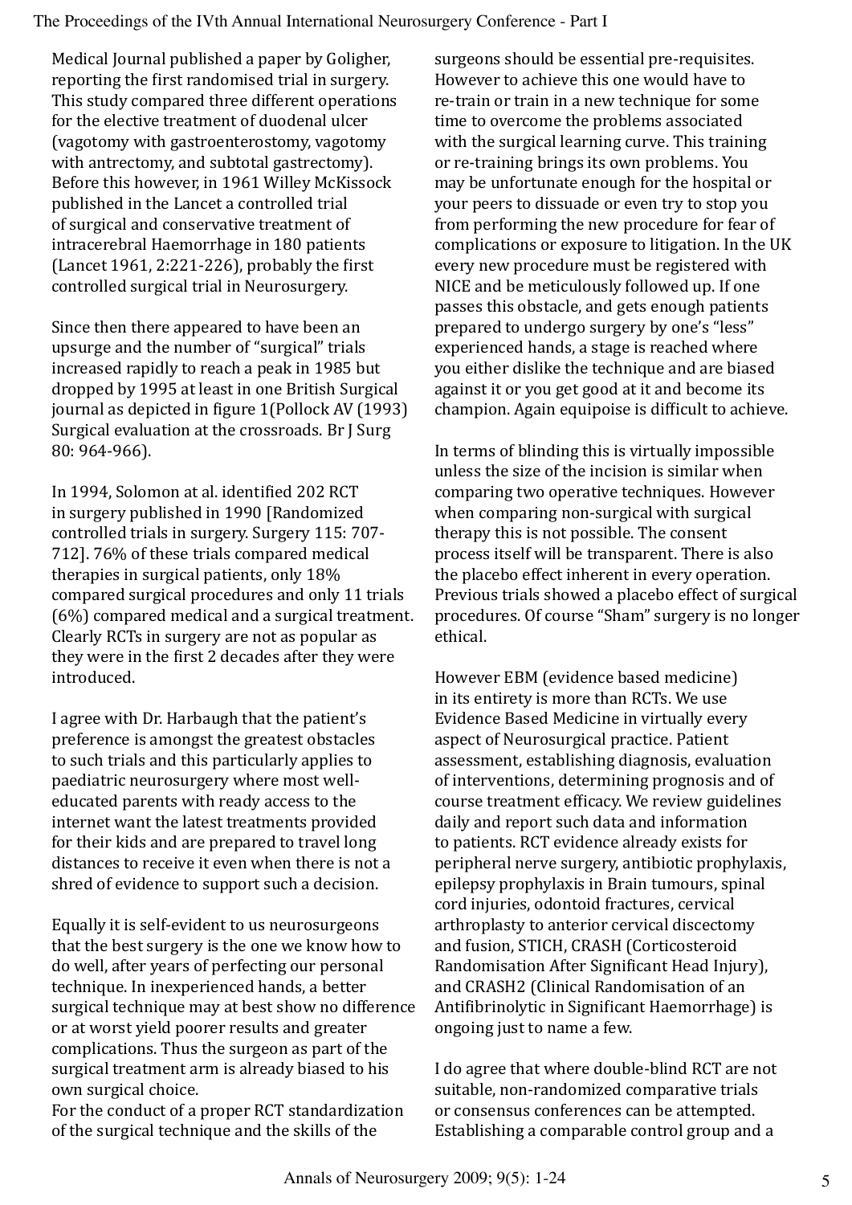Medical Journal published a paper by Goligher, reporting the first randomised trial in surgery. This study compared three different operations for the elective treatment of duodenal ulcer (vagotomy with gastroenterostomy, vagotomy with antrectomy, and subtotal gastrectomy). Before this however, in 1961 Willey McKissock published in the Lancet a controlled trial of surgical and conservative treatment of intracerebral Haemorrhage in 180 patients (Lancet 1961, 2:221-226), probably the first controlled surgical trial in Neurosurgery.

Since then there appeared to have been an upsurge and the number of "surgical" trials increased rapidly to reach a peak in 1985 but dropped by 1995 at least in one British Surgical journal as depicted in figure 1(Pollock AV (1993) Surgical evaluation at the crossroads. Br J Surg 80: 964-966).

In 1994, Solomon at al. identified 202 RCT in surgery published in 1990 [Randomized controlled trials in surgery. Surgery 115: 707-712]. 76% of these trials compared medical therapies in surgical patients, only 18% compared surgical procedures and only 11 trials (6%) compared medical and a surgical treatment. Clearly RCTs in surgery are not as popular as they were in the first 2 decades after they were introduced.

I agree with Dr. Harbaugh that the patient's preference is amongst the greatest obstacles to such trials and this particularly applies to paediatric neurosurgery where most well-educated parents with ready access to the internet want the latest treatments provided for their kids and are prepared to travel long distances to receive it even when there is not a shred of evidence to support such a decision.

Equally it is self-evident to us neurosurgeons that the best surgery is the one we know how to do well, after years of perfecting our personal technique. In inexperienced hands, a better surgical technique may at best show no difference or at worst yield poorer results and greater complications. Thus the surgeon as part of the surgical treatment arm is already biased to his own surgical choice.
For the conduct of a proper RCT standardization of the surgical technique and the skills of the surgeons should be essential pre-requisites. However to achieve this one would have to re-train or train in a new technique for some time to overcome the problems associated with the surgical learning curve. This training or re-training brings its own problems. You may be unfortunate enough for the hospital or your peers to dissuade or even try to stop you from performing the new procedure for fear of complications or exposure to litigation. In the UK every new procedure must be registered with NICE and be meticulously followed up. If one passes this obstacle, and gets enough patients prepared to undergo surgery by one's "less" experienced hands, a stage is reached where you either dislike the technique and are biased against it or you get good at it and become its champion. Again equipoise is difficult to achieve.

In terms of blinding this is virtually impossible unless the size of the incision is similar when comparing two operative techniques. However when comparing non-surgical with surgical therapy this is not possible. The consent process itself will be transparent. There is also the placebo effect inherent in every operation. Previous trials showed a placebo effect of surgical procedures. Of course "Sham" surgery is no longer ethical.

However EBM (evidence based medicine) in its entirety is more than RCTs. We use Evidence Based Medicine in virtually every aspect of Neurosurgical practice. Patient assessment, establishing diagnosis, evaluation of interventions, determining prognosis and of course treatment efficacy. We review guidelines daily and report such data and information to patients. RCT evidence already exists for peripheral nerve surgery, antibiotic prophylaxis, epilepsy prophylaxis in Brain tumours, spinal cord injuries, odontoid fractures, cervical arthroplasty to anterior cervical discectomy and fusion, STICH, CRASH (Corticosteroid Randomisation After Significant Head Injury), and CRASH2 (Clinical Randomisation of an Antifibrinolytic in Significant Haemorrhage) is ongoing just to name a few.

I do agree that where double-blind RCT are not suitable, non-randomized comparative trials or consensus conferences can be attempted. Establishing a comparable control group and a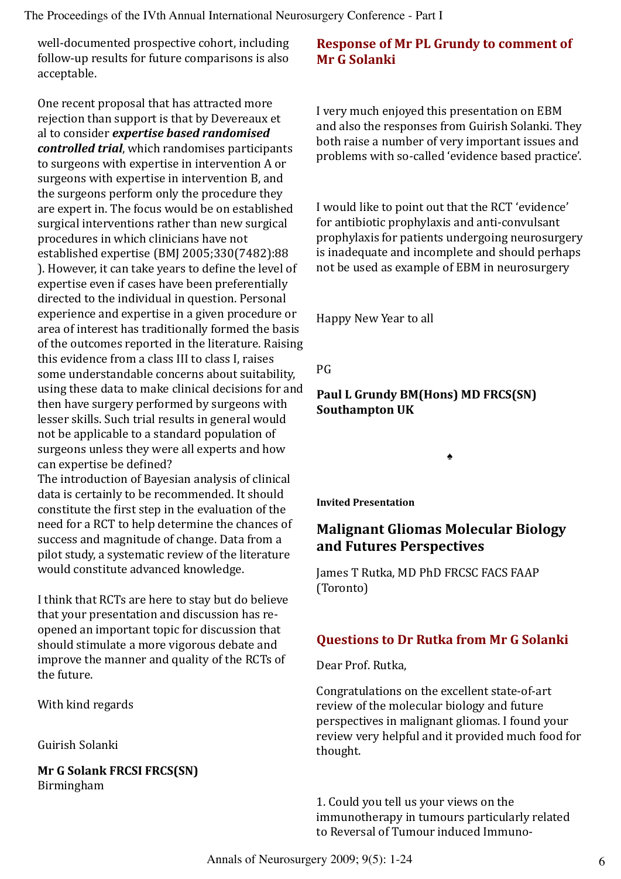well-documented prospective cohort, including follow-up results for future comparisons is also acceptable.

One recent proposal that has attracted more rejection than support is that by Devereaux et al to consider ***expertise based randomised controlled trial***, which randomises participants to surgeons with expertise in intervention A or surgeons with expertise in intervention B, and the surgeons perform only the procedure they are expert in. The focus would be on established surgical interventions rather than new surgical procedures in which clinicians have not established expertise (BMJ 2005;330(7482):88 ). However, it can take years to define the level of expertise even if cases have been preferentially directed to the individual in question. Personal experience and expertise in a given procedure or area of interest has traditionally formed the basis of the outcomes reported in the literature. Raising this evidence from a class III to class I, raises some understandable concerns about suitability, using these data to make clinical decisions for and then have surgery performed by surgeons with lesser skills. Such trial results in general would not be applicable to a standard population of surgeons unless they were all experts and how can expertise be defined?

The introduction of Bayesian analysis of clinical data is certainly to be recommended. It should constitute the first step in the evaluation of the need for a RCT to help determine the chances of success and magnitude of change. Data from a pilot study, a systematic review of the literature would constitute advanced knowledge.

I think that RCTs are here to stay but do believe that your presentation and discussion has re-opened an important topic for discussion that should stimulate a more vigorous debate and improve the manner and quality of the RCTs of the future.

With kind regards

Guirish Solanki

**Mr G Solank FRCSI FRCS(SN)**
Birmingham

## Response of Mr PL Grundy to comment of Mr G Solanki

I very much enjoyed this presentation on EBM and also the responses from Guirish Solanki. They both raise a number of very important issues and problems with so-called 'evidence based practice'.

I would like to point out that the RCT 'evidence' for antibiotic prophylaxis and anti-convulsant prophylaxis for patients undergoing neurosurgery is inadequate and incomplete and should perhaps not be used as example of EBM in neurosurgery

Happy New Year to all

PG

**Paul L Grundy BM(Hons) MD FRCS(SN)**
**Southampton UK**

♠

**Invited Presentation**

## Malignant Gliomas Molecular Biology and Futures Perspectives

James T Rutka, MD PhD FRCSC FACS FAAP (Toronto)

## Questions to Dr Rutka from Mr G Solanki

Dear Prof. Rutka,

Congratulations on the excellent state-of-art review of the molecular biology and future perspectives in malignant gliomas. I found your review very helpful and it provided much food for thought.

1. Could you tell us your views on the immunotherapy in tumours particularly related to Reversal of Tumour induced Immuno-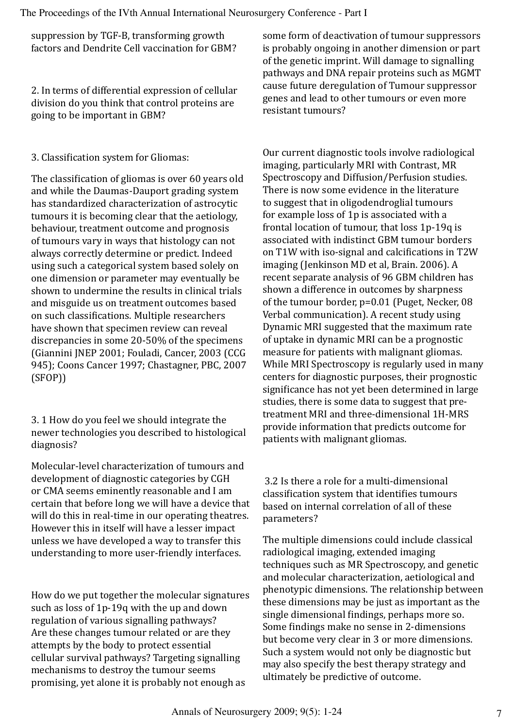suppression by TGF-B, transforming growth factors and Dendrite Cell vaccination for GBM?

2. In terms of differential expression of cellular division do you think that control proteins are going to be important in GBM?

3. Classification system for Gliomas:

The classification of gliomas is over 60 years old and while the Daumas-Dauport grading system has standardized characterization of astrocytic tumours it is becoming clear that the aetiology, behaviour, treatment outcome and prognosis of tumours vary in ways that histology can not always correctly determine or predict. Indeed using such a categorical system based solely on one dimension or parameter may eventually be shown to undermine the results in clinical trials and misguide us on treatment outcomes based on such classifications. Multiple researchers have shown that specimen review can reveal discrepancies in some 20-50% of the specimens (Giannini JNEP 2001; Fouladi, Cancer, 2003 (CCG 945); Coons Cancer 1997; Chastagner, PBC, 2007 (SFOP))

3. 1 How do you feel we should integrate the newer technologies you described to histological diagnosis?

Molecular-level characterization of tumours and development of diagnostic categories by CGH or CMA seems eminently reasonable and I am certain that before long we will have a device that will do this in real-time in our operating theatres. However this in itself will have a lesser impact unless we have developed a way to transfer this understanding to more user-friendly interfaces.

How do we put together the molecular signatures such as loss of 1p-19q with the up and down regulation of various signalling pathways? Are these changes tumour related or are they attempts by the body to protect essential cellular survival pathways? Targeting signalling mechanisms to destroy the tumour seems promising, yet alone it is probably not enough as some form of deactivation of tumour suppressors is probably ongoing in another dimension or part of the genetic imprint. Will damage to signalling pathways and DNA repair proteins such as MGMT cause future deregulation of Tumour suppressor genes and lead to other tumours or even more resistant tumours?

Our current diagnostic tools involve radiological imaging, particularly MRI with Contrast, MR Spectroscopy and Diffusion/Perfusion studies. There is now some evidence in the literature to suggest that in oligodendroglial tumours for example loss of 1p is associated with a frontal location of tumour, that loss 1p-19q is associated with indistinct GBM tumour borders on T1W with iso-signal and calcifications in T2W imaging (Jenkinson MD et al, Brain. 2006). A recent separate analysis of 96 GBM children has shown a difference in outcomes by sharpness of the tumour border, p=0.01 (Puget, Necker, 08 Verbal communication). A recent study using Dynamic MRI suggested that the maximum rate of uptake in dynamic MRI can be a prognostic measure for patients with malignant gliomas. While MRI Spectroscopy is regularly used in many centers for diagnostic purposes, their prognostic significance has not yet been determined in large studies, there is some data to suggest that pre-treatment MRI and three-dimensional 1H-MRS provide information that predicts outcome for patients with malignant gliomas.

3.2 Is there a role for a multi-dimensional classification system that identifies tumours based on internal correlation of all of these parameters?

The multiple dimensions could include classical radiological imaging, extended imaging techniques such as MR Spectroscopy, and genetic and molecular characterization, aetiological and phenotypic dimensions. The relationship between these dimensions may be just as important as the single dimensional findings, perhaps more so. Some findings make no sense in 2-dimensions but become very clear in 3 or more dimensions. Such a system would not only be diagnostic but may also specify the best therapy strategy and ultimately be predictive of outcome.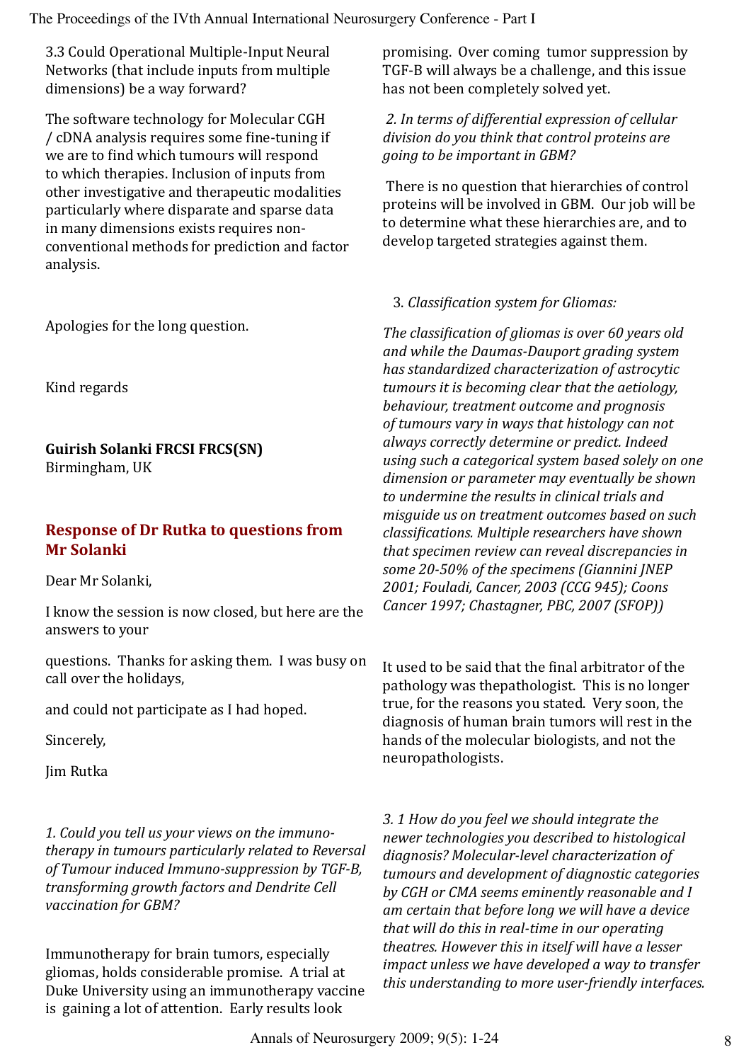3.3 Could Operational Multiple-Input Neural Networks (that include inputs from multiple dimensions) be a way forward?

The software technology for Molecular CGH / cDNA analysis requires some fine-tuning if we are to find which tumours will respond to which therapies. Inclusion of inputs from other investigative and therapeutic modalities particularly where disparate and sparse data in many dimensions exists requires non-conventional methods for prediction and factor analysis.

Apologies for the long question.

Kind regards

**Guirish Solanki FRCSI FRCS(SN)**
Birmingham, UK

## Response of Dr Rutka to questions from Mr Solanki

Dear Mr Solanki,

I know the session is now closed, but here are the answers to your

questions. Thanks for asking them. I was busy on call over the holidays,

and could not participate as I had hoped.

Sincerely,

Jim Rutka

*1. Could you tell us your views on the immuno-therapy in tumours particularly related to Reversal of Tumour induced Immuno-suppression by TGF-B, transforming growth factors and Dendrite Cell vaccination for GBM?*

Immunotherapy for brain tumors, especially gliomas, holds considerable promise. A trial at Duke University using an immunotherapy vaccine is gaining a lot of attention. Early results look promising. Over coming tumor suppression by TGF-B will always be a challenge, and this issue has not been completely solved yet.

*2. In terms of differential expression of cellular division do you think that control proteins are going to be important in GBM?*

There is no question that hierarchies of control proteins will be involved in GBM. Our job will be to determine what these hierarchies are, and to develop targeted strategies against them.

3. *Classification system for Gliomas:*

*The classification of gliomas is over 60 years old and while the Daumas-Dauport grading system has standardized characterization of astrocytic tumours it is becoming clear that the aetiology, behaviour, treatment outcome and prognosis of tumours vary in ways that histology can not always correctly determine or predict. Indeed using such a categorical system based solely on one dimension or parameter may eventually be shown to undermine the results in clinical trials and misguide us on treatment outcomes based on such classifications. Multiple researchers have shown that specimen review can reveal discrepancies in some 20-50% of the specimens (Giannini JNEP 2001; Fouladi, Cancer, 2003 (CCG 945); Coons Cancer 1997; Chastagner, PBC, 2007 (SFOP))*

It used to be said that the final arbitrator of the pathology was thepathologist. This is no longer true, for the reasons you stated. Very soon, the diagnosis of human brain tumors will rest in the hands of the molecular biologists, and not the neuropathologists.

*3. 1 How do you feel we should integrate the newer technologies you described to histological diagnosis? Molecular-level characterization of tumours and development of diagnostic categories by CGH or CMA seems eminently reasonable and I am certain that before long we will have a device that will do this in real-time in our operating theatres. However this in itself will have a lesser impact unless we have developed a way to transfer this understanding to more user-friendly interfaces.*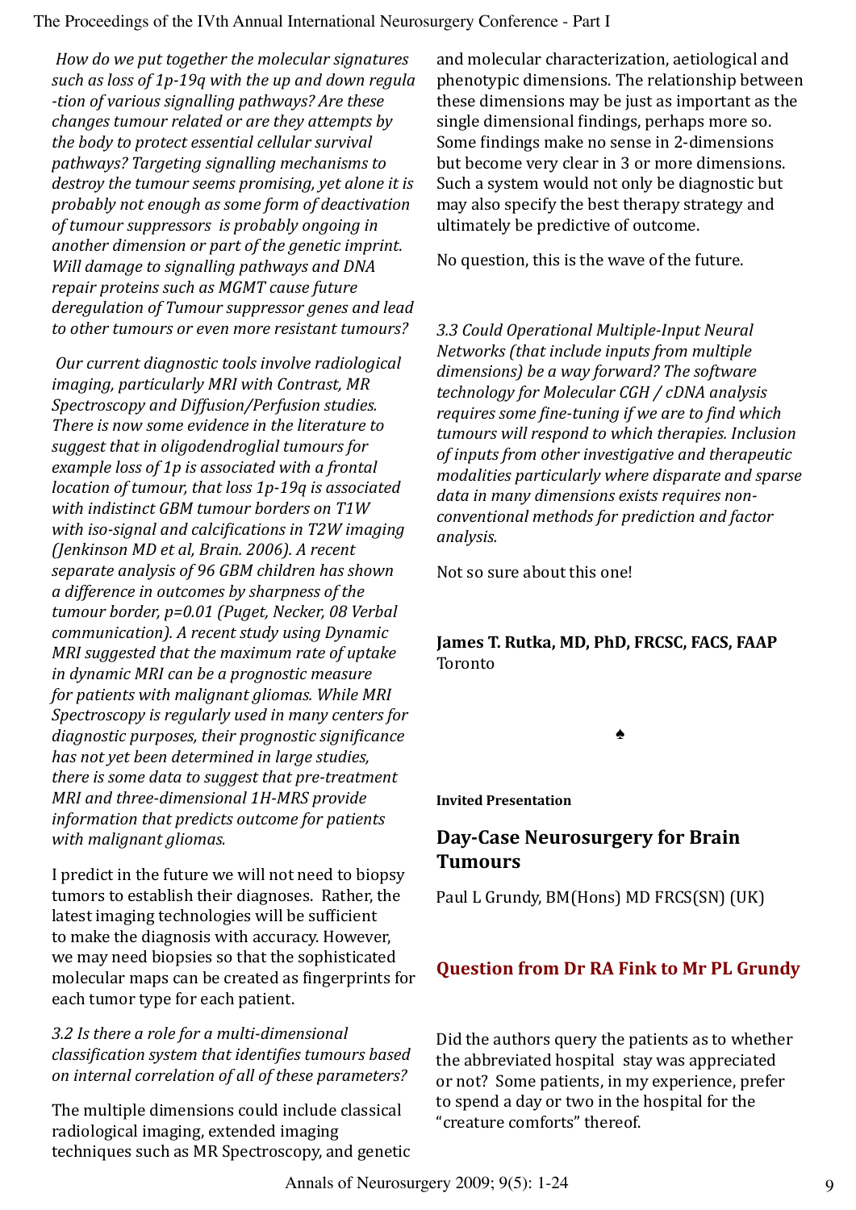*How do we put together the molecular signatures such as loss of 1p-19q with the up and down regulation of various signalling pathways? Are these changes tumour related or are they attempts by the body to protect essential cellular survival pathways? Targeting signalling mechanisms to destroy the tumour seems promising, yet alone it is probably not enough as some form of deactivation of tumour suppressors is probably ongoing in another dimension or part of the genetic imprint. Will damage to signalling pathways and DNA repair proteins such as MGMT cause future deregulation of Tumour suppressor genes and lead to other tumours or even more resistant tumours?*

*Our current diagnostic tools involve radiological imaging, particularly MRI with Contrast, MR Spectroscopy and Diffusion/Perfusion studies. There is now some evidence in the literature to suggest that in oligodendroglial tumours for example loss of 1p is associated with a frontal location of tumour, that loss 1p-19q is associated with indistinct GBM tumour borders on T1W with iso-signal and calcifications in T2W imaging (Jenkinson MD et al, Brain. 2006). A recent separate analysis of 96 GBM children has shown a difference in outcomes by sharpness of the tumour border, p=0.01 (Puget, Necker, 08 Verbal communication). A recent study using Dynamic MRI suggested that the maximum rate of uptake in dynamic MRI can be a prognostic measure for patients with malignant gliomas. While MRI Spectroscopy is regularly used in many centers for diagnostic purposes, their prognostic significance has not yet been determined in large studies, there is some data to suggest that pre-treatment MRI and three-dimensional 1H-MRS provide information that predicts outcome for patients with malignant gliomas.*

I predict in the future we will not need to biopsy tumors to establish their diagnoses. Rather, the latest imaging technologies will be sufficient to make the diagnosis with accuracy. However, we may need biopsies so that the sophisticated molecular maps can be created as fingerprints for each tumor type for each patient.

*3.2 Is there a role for a multi-dimensional classification system that identifies tumours based on internal correlation of all of these parameters?*

The multiple dimensions could include classical radiological imaging, extended imaging techniques such as MR Spectroscopy, and genetic and molecular characterization, aetiological and phenotypic dimensions. The relationship between these dimensions may be just as important as the single dimensional findings, perhaps more so. Some findings make no sense in 2-dimensions but become very clear in 3 or more dimensions. Such a system would not only be diagnostic but may also specify the best therapy strategy and ultimately be predictive of outcome.

No question, this is the wave of the future.

*3.3 Could Operational Multiple-Input Neural Networks (that include inputs from multiple dimensions) be a way forward? The software technology for Molecular CGH / cDNA analysis requires some fine-tuning if we are to find which tumours will respond to which therapies. Inclusion of inputs from other investigative and therapeutic modalities particularly where disparate and sparse data in many dimensions exists requires non-conventional methods for prediction and factor analysis.*

Not so sure about this one!

**James T. Rutka, MD, PhD, FRCSC, FACS, FAAP**
Toronto

♠

**Invited Presentation**

## Day-Case Neurosurgery for Brain Tumours

Paul L Grundy, BM(Hons) MD FRCS(SN) (UK)

### Question from Dr RA Fink to Mr PL Grundy

Did the authors query the patients as to whether the abbreviated hospital stay was appreciated or not? Some patients, in my experience, prefer to spend a day or two in the hospital for the "creature comforts" thereof.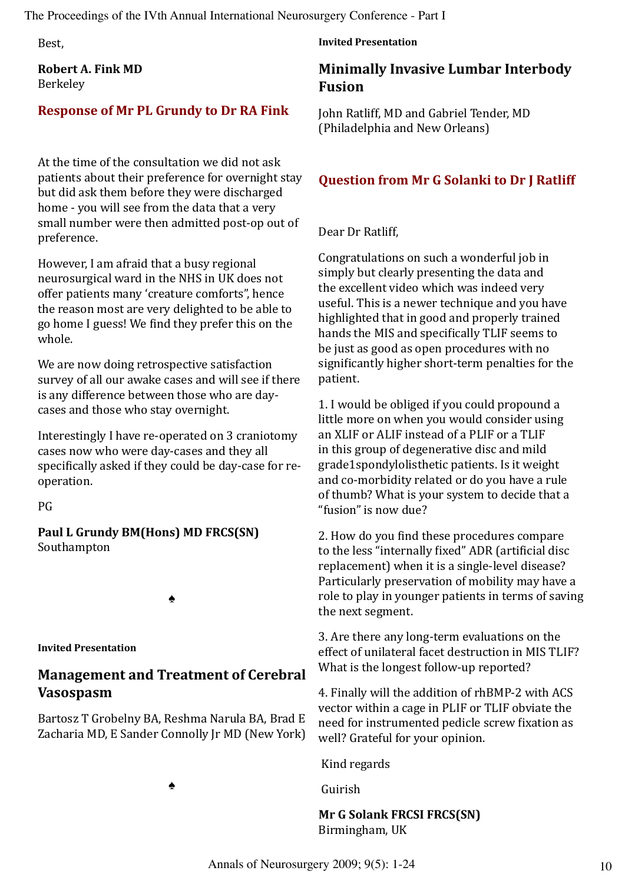Best,

**Robert A. Fink MD**
Berkeley

## Response of Mr PL Grundy to Dr RA Fink

At the time of the consultation we did not ask patients about their preference for overnight stay but did ask them before they were discharged home - you will see from the data that a very small number were then admitted post-op out of preference.

However, I am afraid that a busy regional neurosurgical ward in the NHS in UK does not offer patients many 'creature comforts", hence the reason most are very delighted to be able to go home I guess! We find they prefer this on the whole.

We are now doing retrospective satisfaction survey of all our awake cases and will see if there is any difference between those who are day-cases and those who stay overnight.

Interestingly I have re-operated on 3 craniotomy cases now who were day-cases and they all specifically asked if they could be day-case for re-operation.

PG

**Paul L Grundy BM(Hons) MD FRCS(SN)**
Southampton

♠

**Invited Presentation**

# Management and Treatment of Cerebral Vasospasm

Bartosz T Grobelny BA, Reshma Narula BA, Brad E Zacharia MD, E Sander Connolly Jr MD (New York)

♠

**Invited Presentation**

# Minimally Invasive Lumbar Interbody Fusion

John Ratliff, MD and Gabriel Tender, MD (Philadelphia and New Orleans)

## Question from Mr G Solanki to Dr J Ratliff

Dear Dr Ratliff,

Congratulations on such a wonderful job in simply but clearly presenting the data and the excellent video which was indeed very useful. This is a newer technique and you have highlighted that in good and properly trained hands the MIS and specifically TLIF seems to be just as good as open procedures with no significantly higher short-term penalties for the patient.

1. I would be obliged if you could propound a little more on when you would consider using an XLIF or ALIF instead of a PLIF or a TLIF in this group of degenerative disc and mild grade1spondylolisthetic patients. Is it weight and co-morbidity related or do you have a rule of thumb? What is your system to decide that a "fusion" is now due?

2. How do you find these procedures compare to the less "internally fixed" ADR (artificial disc replacement) when it is a single-level disease? Particularly preservation of mobility may have a role to play in younger patients in terms of saving the next segment.

3. Are there any long-term evaluations on the effect of unilateral facet destruction in MIS TLIF? What is the longest follow-up reported?

4. Finally will the addition of rhBMP-2 with ACS vector within a cage in PLIF or TLIF obviate the need for instrumented pedicle screw fixation as well? Grateful for your opinion.

Kind regards

Guirish

**Mr G Solank FRCSI FRCS(SN)**
Birmingham, UK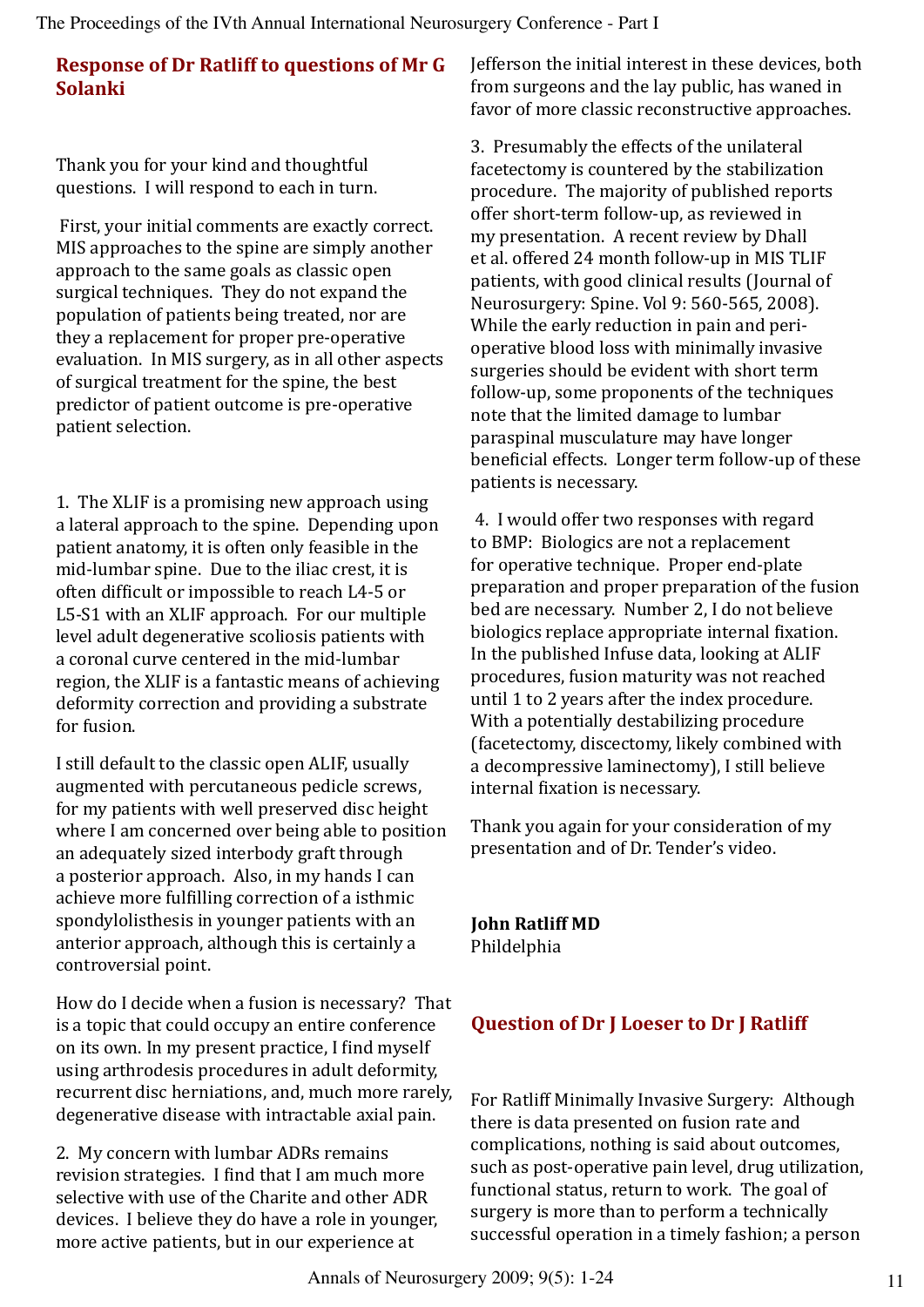## Response of Dr Ratliff to questions of Mr G Solanki

Thank you for your kind and thoughtful questions. I will respond to each in turn.

First, your initial comments are exactly correct. MIS approaches to the spine are simply another approach to the same goals as classic open surgical techniques. They do not expand the population of patients being treated, nor are they a replacement for proper pre-operative evaluation. In MIS surgery, as in all other aspects of surgical treatment for the spine, the best predictor of patient outcome is pre-operative patient selection.

1. The XLIF is a promising new approach using a lateral approach to the spine. Depending upon patient anatomy, it is often only feasible in the mid-lumbar spine. Due to the iliac crest, it is often difficult or impossible to reach L4-5 or L5-S1 with an XLIF approach. For our multiple level adult degenerative scoliosis patients with a coronal curve centered in the mid-lumbar region, the XLIF is a fantastic means of achieving deformity correction and providing a substrate for fusion.

I still default to the classic open ALIF, usually augmented with percutaneous pedicle screws, for my patients with well preserved disc height where I am concerned over being able to position an adequately sized interbody graft through a posterior approach. Also, in my hands I can achieve more fulfilling correction of a isthmic spondylolisthesis in younger patients with an anterior approach, although this is certainly a controversial point.

How do I decide when a fusion is necessary? That is a topic that could occupy an entire conference on its own. In my present practice, I find myself using arthrodesis procedures in adult deformity, recurrent disc herniations, and, much more rarely, degenerative disease with intractable axial pain.

2. My concern with lumbar ADRs remains revision strategies. I find that I am much more selective with use of the Charite and other ADR devices. I believe they do have a role in younger, more active patients, but in our experience at Jefferson the initial interest in these devices, both from surgeons and the lay public, has waned in favor of more classic reconstructive approaches.

3. Presumably the effects of the unilateral facetectomy is countered by the stabilization procedure. The majority of published reports offer short-term follow-up, as reviewed in my presentation. A recent review by Dhall et al. offered 24 month follow-up in MIS TLIF patients, with good clinical results (Journal of Neurosurgery: Spine. Vol 9: 560-565, 2008). While the early reduction in pain and peri-operative blood loss with minimally invasive surgeries should be evident with short term follow-up, some proponents of the techniques note that the limited damage to lumbar paraspinal musculature may have longer beneficial effects. Longer term follow-up of these patients is necessary.

4. I would offer two responses with regard to BMP: Biologics are not a replacement for operative technique. Proper end-plate preparation and proper preparation of the fusion bed are necessary. Number 2, I do not believe biologics replace appropriate internal fixation. In the published Infuse data, looking at ALIF procedures, fusion maturity was not reached until 1 to 2 years after the index procedure. With a potentially destabilizing procedure (facetectomy, discectomy, likely combined with a decompressive laminectomy), I still believe internal fixation is necessary.

Thank you again for your consideration of my presentation and of Dr. Tender's video.

**John Ratliff MD**
Phildelphia

## Question of Dr J Loeser to Dr J Ratliff

For Ratliff Minimally Invasive Surgery: Although there is data presented on fusion rate and complications, nothing is said about outcomes, such as post-operative pain level, drug utilization, functional status, return to work. The goal of surgery is more than to perform a technically successful operation in a timely fashion; a person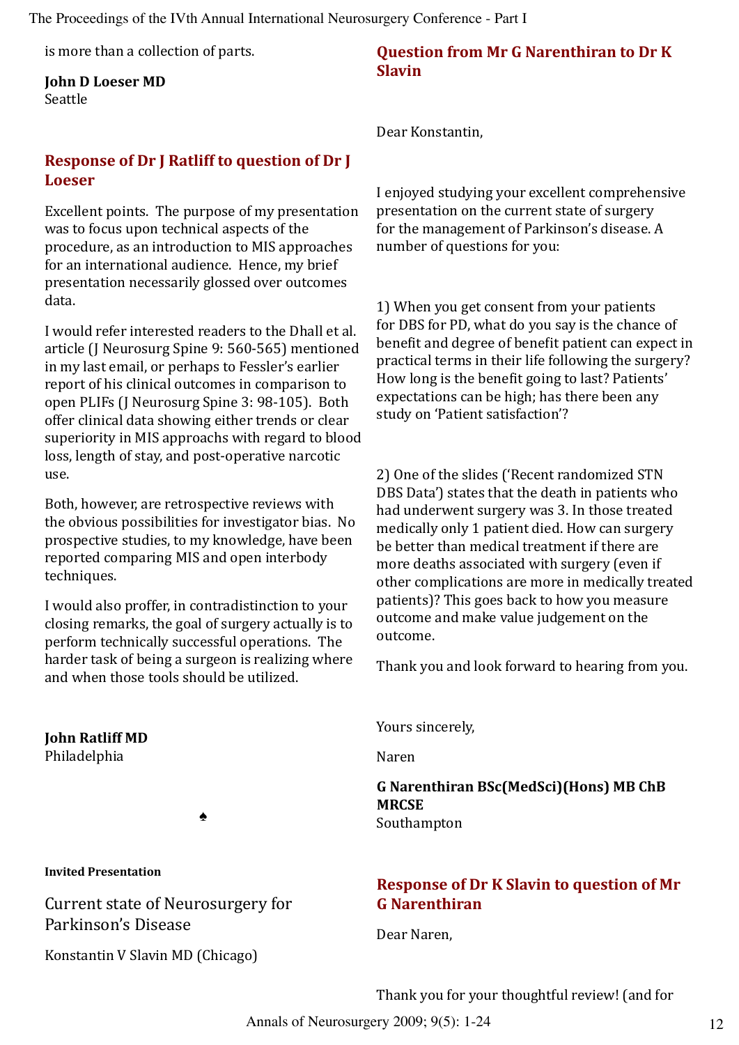is more than a collection of parts.

**John D Loeser MD**
Seattle

## Response of Dr J Ratliff to question of Dr J Loeser

Excellent points. The purpose of my presentation was to focus upon technical aspects of the procedure, as an introduction to MIS approaches for an international audience. Hence, my brief presentation necessarily glossed over outcomes data.

I would refer interested readers to the Dhall et al. article (J Neurosurg Spine 9: 560-565) mentioned in my last email, or perhaps to Fessler's earlier report of his clinical outcomes in comparison to open PLIFs (J Neurosurg Spine 3: 98-105). Both offer clinical data showing either trends or clear superiority in MIS approachs with regard to blood loss, length of stay, and post-operative narcotic use.

Both, however, are retrospective reviews with the obvious possibilities for investigator bias. No prospective studies, to my knowledge, have been reported comparing MIS and open interbody techniques.

I would also proffer, in contradistinction to your closing remarks, the goal of surgery actually is to perform technically successful operations. The harder task of being a surgeon is realizing where and when those tools should be utilized.

**John Ratliff MD**
Philadelphia

♠

**Invited Presentation**

Current state of Neurosurgery for Parkinson's Disease

Konstantin V Slavin MD (Chicago)

## Question from Mr G Narenthiran to Dr K Slavin

Dear Konstantin,

I enjoyed studying your excellent comprehensive presentation on the current state of surgery for the management of Parkinson's disease. A number of questions for you:

1) When you get consent from your patients for DBS for PD, what do you say is the chance of benefit and degree of benefit patient can expect in practical terms in their life following the surgery? How long is the benefit going to last? Patients' expectations can be high; has there been any study on 'Patient satisfaction'?

2) One of the slides ('Recent randomized STN DBS Data') states that the death in patients who had underwent surgery was 3. In those treated medically only 1 patient died. How can surgery be better than medical treatment if there are more deaths associated with surgery (even if other complications are more in medically treated patients)? This goes back to how you measure outcome and make value judgement on the outcome.

Thank you and look forward to hearing from you.

Yours sincerely,

Naren

**G Narenthiran BSc(MedSci)(Hons) MB ChB MRCSE**
Southampton

## Response of Dr K Slavin to question of Mr G Narenthiran

Dear Naren,

Thank you for your thoughtful review! (and for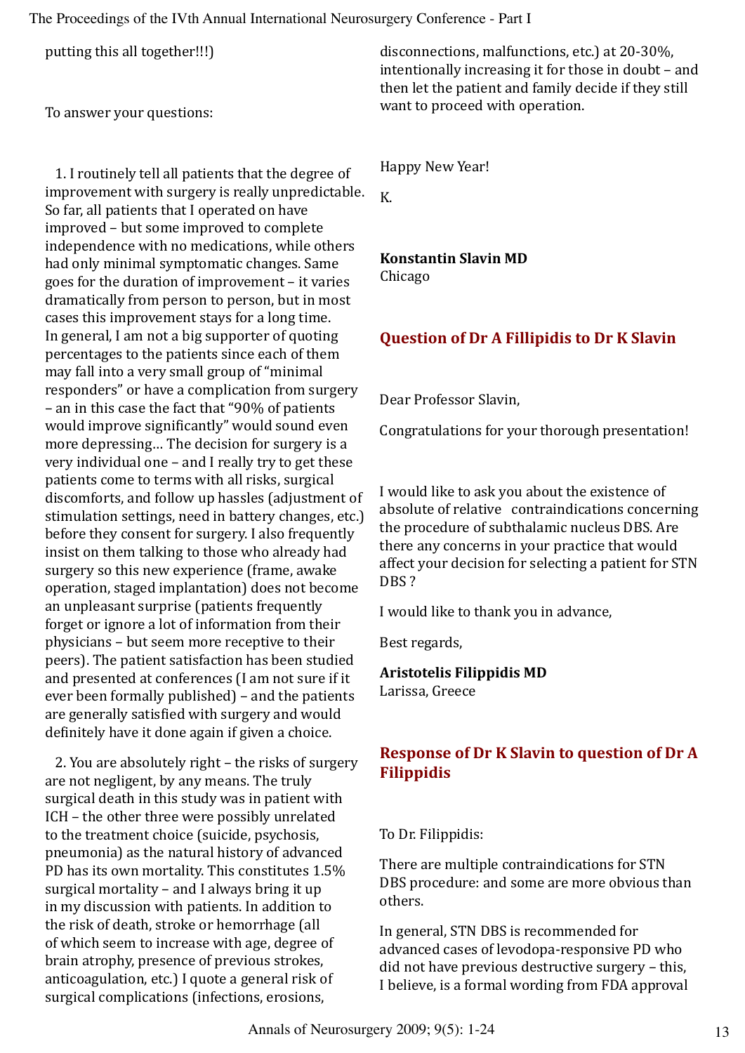putting this all together!!!)

To answer your questions:

1. I routinely tell all patients that the degree of improvement with surgery is really unpredictable. So far, all patients that I operated on have improved – but some improved to complete independence with no medications, while others had only minimal symptomatic changes. Same goes for the duration of improvement – it varies dramatically from person to person, but in most cases this improvement stays for a long time. In general, I am not a big supporter of quoting percentages to the patients since each of them may fall into a very small group of "minimal responders" or have a complication from surgery – an in this case the fact that "90% of patients would improve significantly" would sound even more depressing… The decision for surgery is a very individual one – and I really try to get these patients come to terms with all risks, surgical discomforts, and follow up hassles (adjustment of stimulation settings, need in battery changes, etc.) before they consent for surgery. I also frequently insist on them talking to those who already had surgery so this new experience (frame, awake operation, staged implantation) does not become an unpleasant surprise (patients frequently forget or ignore a lot of information from their physicians – but seem more receptive to their peers). The patient satisfaction has been studied and presented at conferences (I am not sure if it ever been formally published) – and the patients are generally satisfied with surgery and would definitely have it done again if given a choice.

2. You are absolutely right – the risks of surgery are not negligent, by any means. The truly surgical death in this study was in patient with ICH – the other three were possibly unrelated to the treatment choice (suicide, psychosis, pneumonia) as the natural history of advanced PD has its own mortality. This constitutes 1.5% surgical mortality – and I always bring it up in my discussion with patients. In addition to the risk of death, stroke or hemorrhage (all of which seem to increase with age, degree of brain atrophy, presence of previous strokes, anticoagulation, etc.) I quote a general risk of surgical complications (infections, erosions, disconnections, malfunctions, etc.) at 20-30%, intentionally increasing it for those in doubt – and then let the patient and family decide if they still want to proceed with operation.

Happy New Year!

K.

**Konstantin Slavin MD**
Chicago

## Question of Dr A Fillipidis to Dr K Slavin

Dear Professor Slavin,

Congratulations for your thorough presentation!

I would like to ask you about the existence of absolute of relative contraindications concerning the procedure of subthalamic nucleus DBS. Are there any concerns in your practice that would affect your decision for selecting a patient for STN DBS ?

I would like to thank you in advance,

Best regards,

**Aristotelis Filippidis MD**
Larissa, Greece

## Response of Dr K Slavin to question of Dr A Filippidis

To Dr. Filippidis:

There are multiple contraindications for STN DBS procedure: and some are more obvious than others.

In general, STN DBS is recommended for advanced cases of levodopa-responsive PD who did not have previous destructive surgery – this, I believe, is a formal wording from FDA approval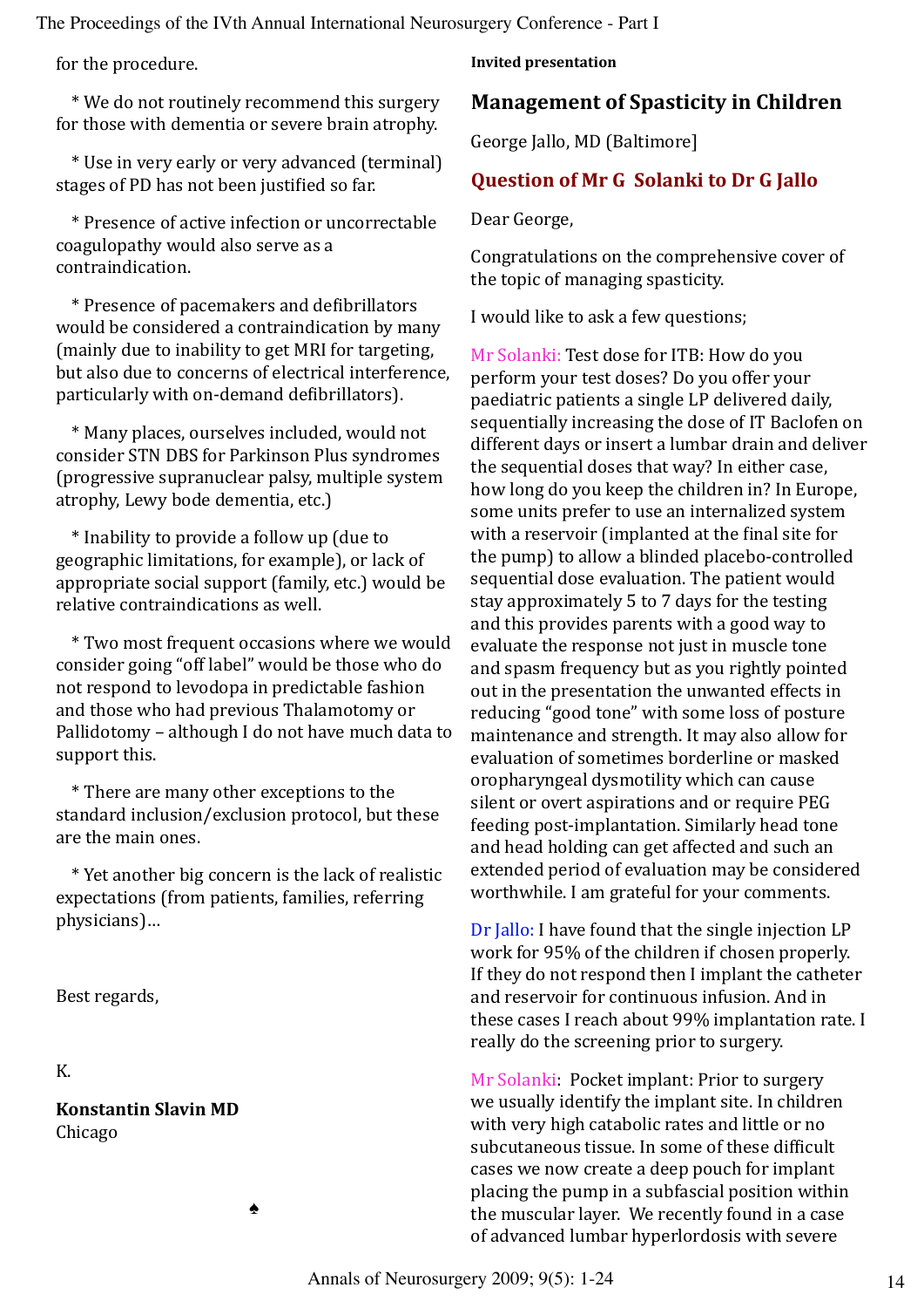for the procedure.

* We do not routinely recommend this surgery for those with dementia or severe brain atrophy.

* Use in very early or very advanced (terminal) stages of PD has not been justified so far.

* Presence of active infection or uncorrectable coagulopathy would also serve as a contraindication.

* Presence of pacemakers and defibrillators would be considered a contraindication by many (mainly due to inability to get MRI for targeting, but also due to concerns of electrical interference, particularly with on-demand defibrillators).

* Many places, ourselves included, would not consider STN DBS for Parkinson Plus syndromes (progressive supranuclear palsy, multiple system atrophy, Lewy bode dementia, etc.)

* Inability to provide a follow up (due to geographic limitations, for example), or lack of appropriate social support (family, etc.) would be relative contraindications as well.

* Two most frequent occasions where we would consider going "off label" would be those who do not respond to levodopa in predictable fashion and those who had previous Thalamotomy or Pallidotomy – although I do not have much data to support this.

* There are many other exceptions to the standard inclusion/exclusion protocol, but these are the main ones.

* Yet another big concern is the lack of realistic expectations (from patients, families, referring physicians)...

Best regards,

K.

**Konstantin Slavin MD**
Chicago

♠

**Invited presentation**

## Management of Spasticity in Children

George Jallo, MD (Baltimore]

### Question of Mr G Solanki to Dr G Jallo

Dear George,

Congratulations on the comprehensive cover of the topic of managing spasticity.

I would like to ask a few questions;

Mr Solanki: Test dose for ITB: How do you perform your test doses? Do you offer your paediatric patients a single LP delivered daily, sequentially increasing the dose of IT Baclofen on different days or insert a lumbar drain and deliver the sequential doses that way? In either case, how long do you keep the children in? In Europe, some units prefer to use an internalized system with a reservoir (implanted at the final site for the pump) to allow a blinded placebo-controlled sequential dose evaluation. The patient would stay approximately 5 to 7 days for the testing and this provides parents with a good way to evaluate the response not just in muscle tone and spasm frequency but as you rightly pointed out in the presentation the unwanted effects in reducing "good tone" with some loss of posture maintenance and strength. It may also allow for evaluation of sometimes borderline or masked oropharyngeal dysmotility which can cause silent or overt aspirations and or require PEG feeding post-implantation. Similarly head tone and head holding can get affected and such an extended period of evaluation may be considered worthwhile. I am grateful for your comments.

Dr Jallo: I have found that the single injection LP work for 95% of the children if chosen properly. If they do not respond then I implant the catheter and reservoir for continuous infusion. And in these cases I reach about 99% implantation rate. I really do the screening prior to surgery.

Mr Solanki: Pocket implant: Prior to surgery we usually identify the implant site. In children with very high catabolic rates and little or no subcutaneous tissue. In some of these difficult cases we now create a deep pouch for implant placing the pump in a subfascial position within the muscular layer. We recently found in a case of advanced lumbar hyperlordosis with severe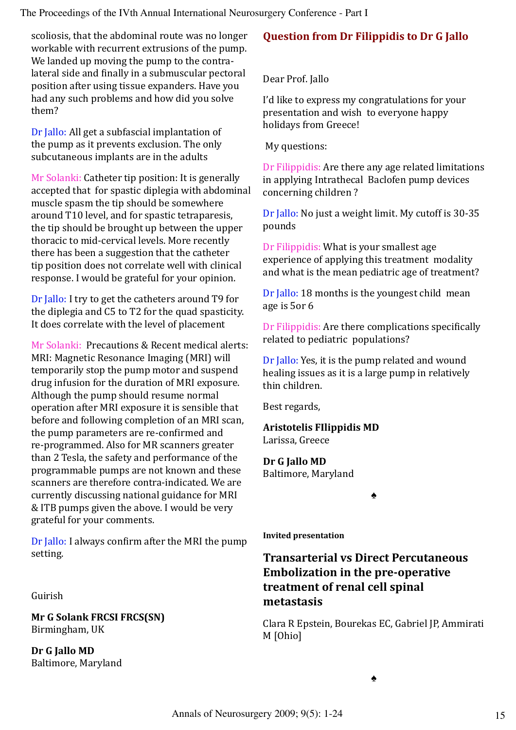scoliosis, that the abdominal route was no longer workable with recurrent extrusions of the pump. We landed up moving the pump to the contra-lateral side and finally in a submuscular pectoral position after using tissue expanders. Have you had any such problems and how did you solve them?

Dr Jallo: All get a subfascial implantation of the pump as it prevents exclusion. The only subcutaneous implants are in the adults

Mr Solanki: Catheter tip position: It is generally accepted that for spastic diplegia with abdominal muscle spasm the tip should be somewhere around T10 level, and for spastic tetraparesis, the tip should be brought up between the upper thoracic to mid-cervical levels. More recently there has been a suggestion that the catheter tip position does not correlate well with clinical response. I would be grateful for your opinion.

Dr Jallo: I try to get the catheters around T9 for the diplegia and C5 to T2 for the quad spasticity. It does correlate with the level of placement

Mr Solanki: Precautions & Recent medical alerts: MRI: Magnetic Resonance Imaging (MRI) will temporarily stop the pump motor and suspend drug infusion for the duration of MRI exposure. Although the pump should resume normal operation after MRI exposure it is sensible that before and following completion of an MRI scan, the pump parameters are re-confirmed and re-programmed. Also for MR scanners greater than 2 Tesla, the safety and performance of the programmable pumps are not known and these scanners are therefore contra-indicated. We are currently discussing national guidance for MRI & ITB pumps given the above. I would be very grateful for your comments.

Dr Jallo: I always confirm after the MRI the pump setting.

Guirish

**Mr G Solank FRCSI FRCS(SN)**
Birmingham, UK

**Dr G Jallo MD**
Baltimore, Maryland

## Question from Dr Filippidis to Dr G Jallo

Dear Prof. Jallo

I'd like to express my congratulations for your presentation and wish to everyone happy holidays from Greece!

My questions:

Dr Filippidis: Are there any age related limitations in applying Intrathecal Baclofen pump devices concerning children ?

Dr Jallo: No just a weight limit. My cutoff is 30-35 pounds

Dr Filippidis: What is your smallest age experience of applying this treatment modality and what is the mean pediatric age of treatment?

Dr Jallo: 18 months is the youngest child mean age is 5or 6

Dr Filippidis: Are there complications specifically related to pediatric populations?

Dr Jallo: Yes, it is the pump related and wound healing issues as it is a large pump in relatively thin children.

Best regards,

**Aristotelis FIlippidis MD**
Larissa, Greece

**Dr G Jallo MD**
Baltimore, Maryland

♠

**Invited presentation**

## Transarterial vs Direct Percutaneous Embolization in the pre-operative treatment of renal cell spinal metastasis

Clara R Epstein, Bourekas EC, Gabriel JP, Ammirati M [Ohio]

♠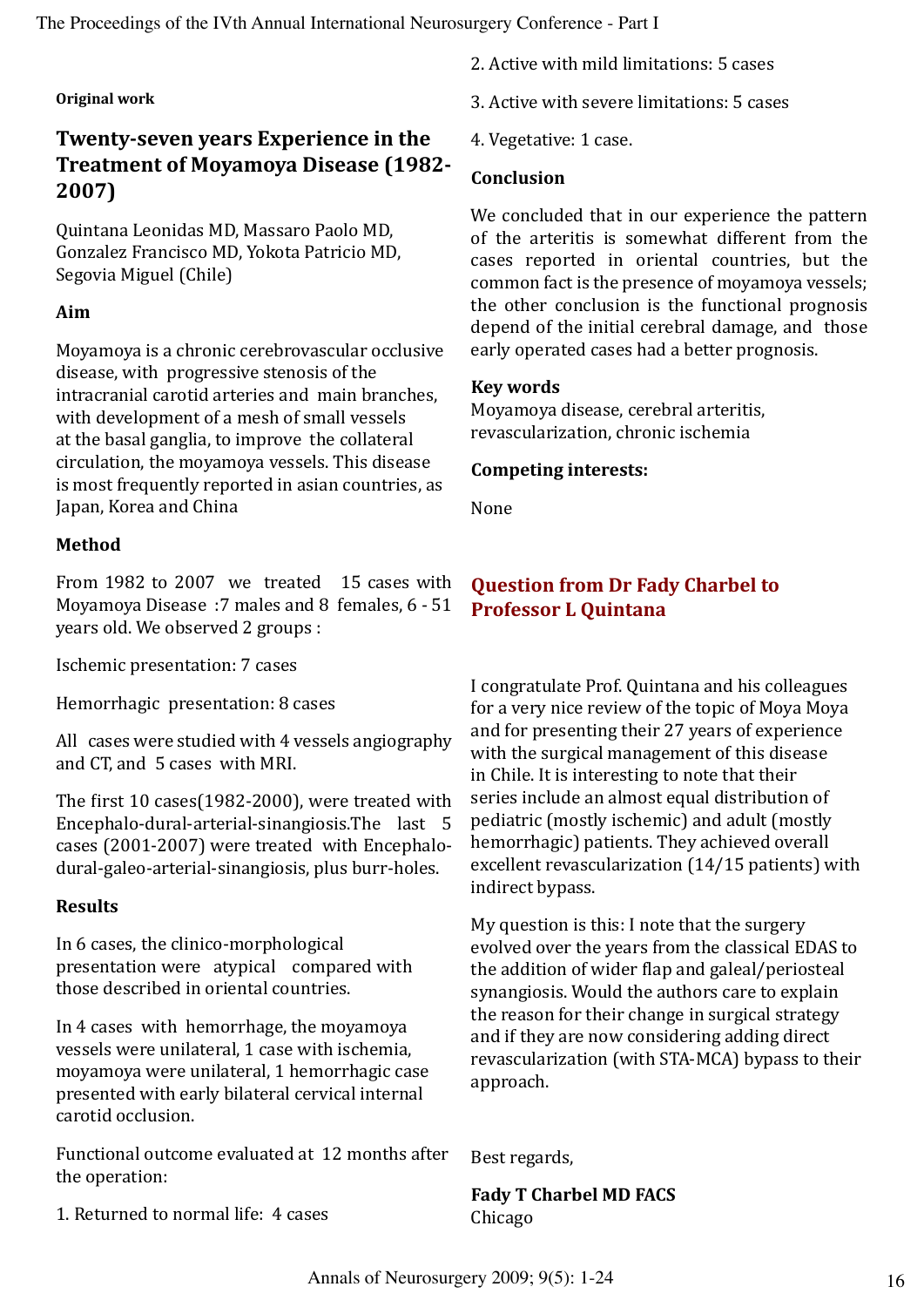**Original work**

## Twenty-seven years Experience in the Treatment of Moyamoya Disease (1982-2007)

Quintana Leonidas MD, Massaro Paolo MD, Gonzalez Francisco MD, Yokota Patricio MD, Segovia Miguel (Chile)

### Aim

Moyamoya is a chronic cerebrovascular occlusive disease, with progressive stenosis of the intracranial carotid arteries and main branches, with development of a mesh of small vessels at the basal ganglia, to improve the collateral circulation, the moyamoya vessels. This disease is most frequently reported in asian countries, as Japan, Korea and China

### Method

From 1982 to 2007 we treated 15 cases with Moyamoya Disease :7 males and 8 females, 6 - 51 years old. We observed 2 groups :

Ischemic presentation: 7 cases

Hemorrhagic presentation: 8 cases

All cases were studied with 4 vessels angiography and CT, and 5 cases with MRI.

The first 10 cases(1982-2000), were treated with Encephalo-dural-arterial-sinangiosis.The last 5 cases (2001-2007) were treated with Encephalo-dural-galeo-arterial-sinangiosis, plus burr-holes.

### Results

In 6 cases, the clinico-morphological presentation were atypical compared with those described in oriental countries.

In 4 cases with hemorrhage, the moyamoya vessels were unilateral, 1 case with ischemia, moyamoya were unilateral, 1 hemorrhagic case presented with early bilateral cervical internal carotid occlusion.

Functional outcome evaluated at 12 months after the operation:

1. Returned to normal life: 4 cases
2. Active with mild limitations: 5 cases
3. Active with severe limitations: 5 cases
4. Vegetative: 1 case.

### Conclusion

We concluded that in our experience the pattern of the arteritis is somewhat different from the cases reported in oriental countries, but the common fact is the presence of moyamoya vessels; the other conclusion is the functional prognosis depend of the initial cerebral damage, and those early operated cases had a better prognosis.

### Key words

Moyamoya disease, cerebral arteritis, revascularization, chronic ischemia

### Competing interests:

None

### Question from Dr Fady Charbel to Professor L Quintana

I congratulate Prof. Quintana and his colleagues for a very nice review of the topic of Moya Moya and for presenting their 27 years of experience with the surgical management of this disease in Chile. It is interesting to note that their series include an almost equal distribution of pediatric (mostly ischemic) and adult (mostly hemorrhagic) patients. They achieved overall excellent revascularization (14/15 patients) with indirect bypass.

My question is this: I note that the surgery evolved over the years from the classical EDAS to the addition of wider flap and galeal/periosteal synangiosis. Would the authors care to explain the reason for their change in surgical strategy and if they are now considering adding direct revascularization (with STA-MCA) bypass to their approach.

Best regards,

**Fady T Charbel MD FACS**
Chicago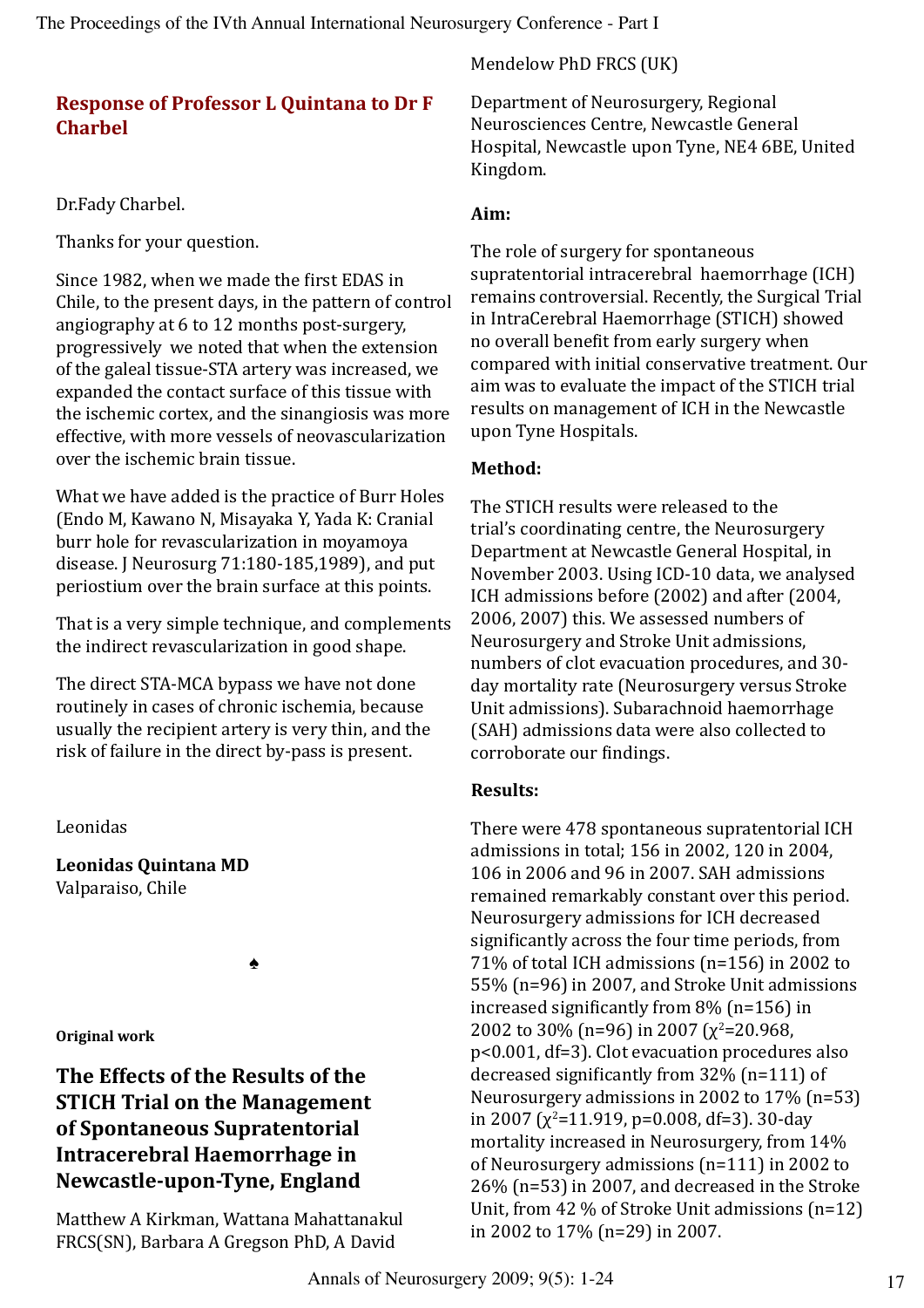## Response of Professor L Quintana to Dr F Charbel

Dr.Fady Charbel.

Thanks for your question.

Since 1982, when we made the first EDAS in Chile, to the present days, in the pattern of control angiography at 6 to 12 months post-surgery, progressively we noted that when the extension of the galeal tissue-STA artery was increased, we expanded the contact surface of this tissue with the ischemic cortex, and the sinangiosis was more effective, with more vessels of neovascularization over the ischemic brain tissue.

What we have added is the practice of Burr Holes (Endo M, Kawano N, Misayaka Y, Yada K: Cranial burr hole for revascularization in moyamoya disease. J Neurosurg 71:180-185,1989), and put periostium over the brain surface at this points.

That is a very simple technique, and complements the indirect revascularization in good shape.

The direct STA-MCA bypass we have not done routinely in cases of chronic ischemia, because usually the recipient artery is very thin, and the risk of failure in the direct by-pass is present.

Leonidas

**Leonidas Quintana MD**
Valparaiso, Chile

♠

**Original work**

## The Effects of the Results of the STICH Trial on the Management of Spontaneous Supratentorial Intracerebral Haemorrhage in Newcastle-upon-Tyne, England

Matthew A Kirkman, Wattana Mahattanakul FRCS(SN), Barbara A Gregson PhD, A David Mendelow PhD FRCS (UK)

Department of Neurosurgery, Regional Neurosciences Centre, Newcastle General Hospital, Newcastle upon Tyne, NE4 6BE, United Kingdom.

### Aim:

The role of surgery for spontaneous supratentorial intracerebral haemorrhage (ICH) remains controversial. Recently, the Surgical Trial in IntraCerebral Haemorrhage (STICH) showed no overall benefit from early surgery when compared with initial conservative treatment. Our aim was to evaluate the impact of the STICH trial results on management of ICH in the Newcastle upon Tyne Hospitals.

### Method:

The STICH results were released to the trial's coordinating centre, the Neurosurgery Department at Newcastle General Hospital, in November 2003. Using ICD-10 data, we analysed ICH admissions before (2002) and after (2004, 2006, 2007) this. We assessed numbers of Neurosurgery and Stroke Unit admissions, numbers of clot evacuation procedures, and 30-day mortality rate (Neurosurgery versus Stroke Unit admissions). Subarachnoid haemorrhage (SAH) admissions data were also collected to corroborate our findings.

### Results:

There were 478 spontaneous supratentorial ICH admissions in total; 156 in 2002, 120 in 2004, 106 in 2006 and 96 in 2007. SAH admissions remained remarkably constant over this period. Neurosurgery admissions for ICH decreased significantly across the four time periods, from 71% of total ICH admissions (n=156) in 2002 to 55% (n=96) in 2007, and Stroke Unit admissions increased significantly from 8% (n=156) in 2002 to 30% (n=96) in 2007 ($\chi^2$=20.968, p<0.001, df=3). Clot evacuation procedures also decreased significantly from 32% (n=111) of Neurosurgery admissions in 2002 to 17% (n=53) in 2007 ($\chi^2$=11.919, p=0.008, df=3). 30-day mortality increased in Neurosurgery, from 14% of Neurosurgery admissions (n=111) in 2002 to 26% (n=53) in 2007, and decreased in the Stroke Unit, from 42 % of Stroke Unit admissions (n=12) in 2002 to 17% (n=29) in 2007.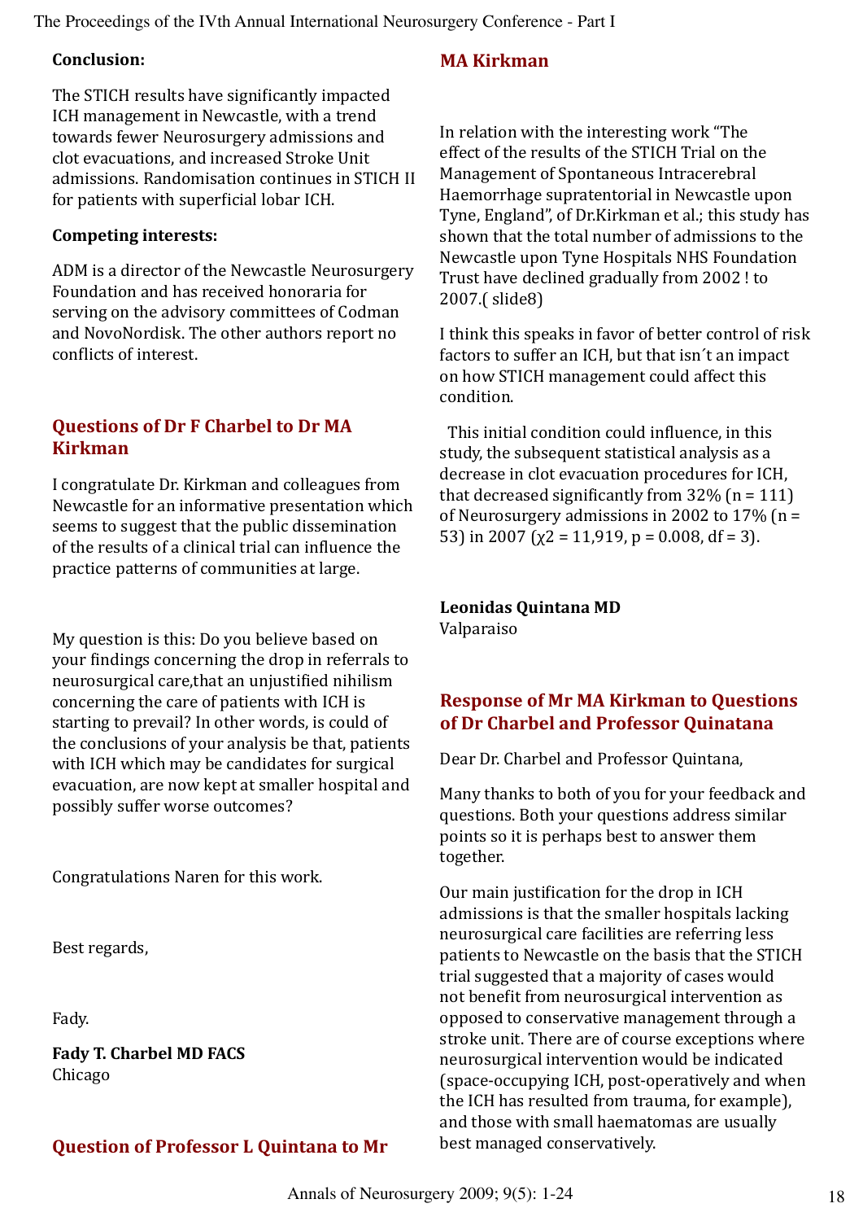**Conclusion:**

The STICH results have significantly impacted ICH management in Newcastle, with a trend towards fewer Neurosurgery admissions and clot evacuations, and increased Stroke Unit admissions. Randomisation continues in STICH II for patients with superficial lobar ICH.

**Competing interests:**

ADM is a director of the Newcastle Neurosurgery Foundation and has received honoraria for serving on the advisory committees of Codman and NovoNordisk. The other authors report no conflicts of interest.

## Questions of Dr F Charbel to Dr MA Kirkman

I congratulate Dr. Kirkman and colleagues from Newcastle for an informative presentation which seems to suggest that the public dissemination of the results of a clinical trial can influence the practice patterns of communities at large.

My question is this: Do you believe based on your findings concerning the drop in referrals to neurosurgical care,that an unjustified nihilism concerning the care of patients with ICH is starting to prevail? In other words, is could of the conclusions of your analysis be that, patients with ICH which may be candidates for surgical evacuation, are now kept at smaller hospital and possibly suffer worse outcomes?

Congratulations Naren for this work.

Best regards,

Fady.

**Fady T. Charbel MD FACS**
Chicago

## Question of Professor L Quintana to Mr MA Kirkman

In relation with the interesting work "The effect of the results of the STICH Trial on the Management of Spontaneous Intracerebral Haemorrhage supratentorial in Newcastle upon Tyne, England", of Dr.Kirkman et al.; this study has shown that the total number of admissions to the Newcastle upon Tyne Hospitals NHS Foundation Trust have declined gradually from 2002 ! to 2007.( slide8)

I think this speaks in favor of better control of risk factors to suffer an ICH, but that isn´t an impact on how STICH management could affect this condition.

This initial condition could influence, in this study, the subsequent statistical analysis as a decrease in clot evacuation procedures for ICH, that decreased significantly from 32% (n = 111) of Neurosurgery admissions in 2002 to 17% (n = 53) in 2007 ($\chi2$ = 11,919, p = 0.008, df = 3).

**Leonidas Quintana MD**
Valparaiso

## Response of Mr MA Kirkman to Questions of Dr Charbel and Professor Quinatana

Dear Dr. Charbel and Professor Quintana,

Many thanks to both of you for your feedback and questions. Both your questions address similar points so it is perhaps best to answer them together.

Our main justification for the drop in ICH admissions is that the smaller hospitals lacking neurosurgical care facilities are referring less patients to Newcastle on the basis that the STICH trial suggested that a majority of cases would not benefit from neurosurgical intervention as opposed to conservative management through a stroke unit. There are of course exceptions where neurosurgical intervention would be indicated (space-occupying ICH, post-operatively and when the ICH has resulted from trauma, for example), and those with small haematomas are usually best managed conservatively.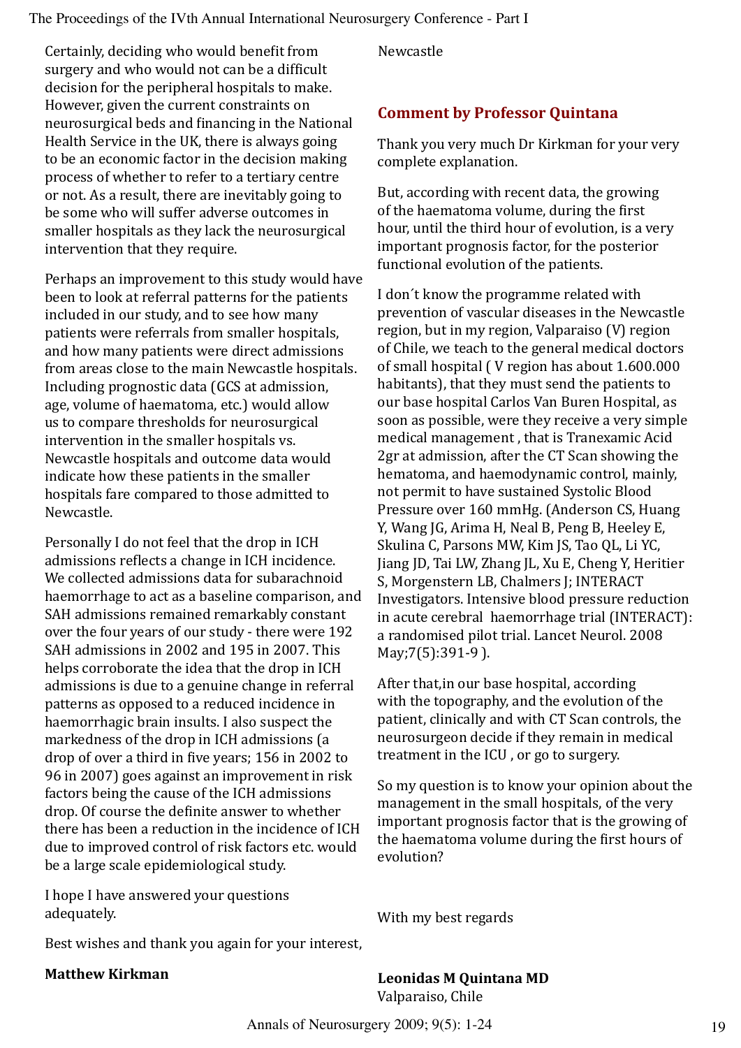Certainly, deciding who would benefit from surgery and who would not can be a difficult decision for the peripheral hospitals to make. However, given the current constraints on neurosurgical beds and financing in the National Health Service in the UK, there is always going to be an economic factor in the decision making process of whether to refer to a tertiary centre or not. As a result, there are inevitably going to be some who will suffer adverse outcomes in smaller hospitals as they lack the neurosurgical intervention that they require.

Perhaps an improvement to this study would have been to look at referral patterns for the patients included in our study, and to see how many patients were referrals from smaller hospitals, and how many patients were direct admissions from areas close to the main Newcastle hospitals. Including prognostic data (GCS at admission, age, volume of haematoma, etc.) would allow us to compare thresholds for neurosurgical intervention in the smaller hospitals vs. Newcastle hospitals and outcome data would indicate how these patients in the smaller hospitals fare compared to those admitted to Newcastle.

Personally I do not feel that the drop in ICH admissions reflects a change in ICH incidence. We collected admissions data for subarachnoid haemorrhage to act as a baseline comparison, and SAH admissions remained remarkably constant over the four years of our study - there were 192 SAH admissions in 2002 and 195 in 2007. This helps corroborate the idea that the drop in ICH admissions is due to a genuine change in referral patterns as opposed to a reduced incidence in haemorrhagic brain insults. I also suspect the markedness of the drop in ICH admissions (a drop of over a third in five years; 156 in 2002 to 96 in 2007) goes against an improvement in risk factors being the cause of the ICH admissions drop. Of course the definite answer to whether there has been a reduction in the incidence of ICH due to improved control of risk factors etc. would be a large scale epidemiological study.

I hope I have answered your questions adequately.

Best wishes and thank you again for your interest,

**Matthew Kirkman**

Newcastle

## Comment by Professor Quintana

Thank you very much Dr Kirkman for your very complete explanation.

But, according with recent data, the growing of the haematoma volume, during the first hour, until the third hour of evolution, is a very important prognosis factor, for the posterior functional evolution of the patients.

I don´t know the programme related with prevention of vascular diseases in the Newcastle region, but in my region, Valparaiso (V) region of Chile, we teach to the general medical doctors of small hospital ( V region has about 1.600.000 habitants), that they must send the patients to our base hospital Carlos Van Buren Hospital, as soon as possible, were they receive a very simple medical management , that is Tranexamic Acid 2gr at admission, after the CT Scan showing the hematoma, and haemodynamic control, mainly, not permit to have sustained Systolic Blood Pressure over 160 mmHg. (Anderson CS, Huang Y, Wang JG, Arima H, Neal B, Peng B, Heeley E, Skulina C, Parsons MW, Kim JS, Tao QL, Li YC, Jiang JD, Tai LW, Zhang JL, Xu E, Cheng Y, Heritier S, Morgenstern LB, Chalmers J; INTERACT Investigators. Intensive blood pressure reduction in acute cerebral haemorrhage trial (INTERACT): a randomised pilot trial. Lancet Neurol. 2008 May;7(5):391-9 ).

After that,in our base hospital, according with the topography, and the evolution of the patient, clinically and with CT Scan controls, the neurosurgeon decide if they remain in medical treatment in the ICU , or go to surgery.

So my question is to know your opinion about the management in the small hospitals, of the very important prognosis factor that is the growing of the haematoma volume during the first hours of evolution?

With my best regards

**Leonidas M Quintana MD**
Valparaiso, Chile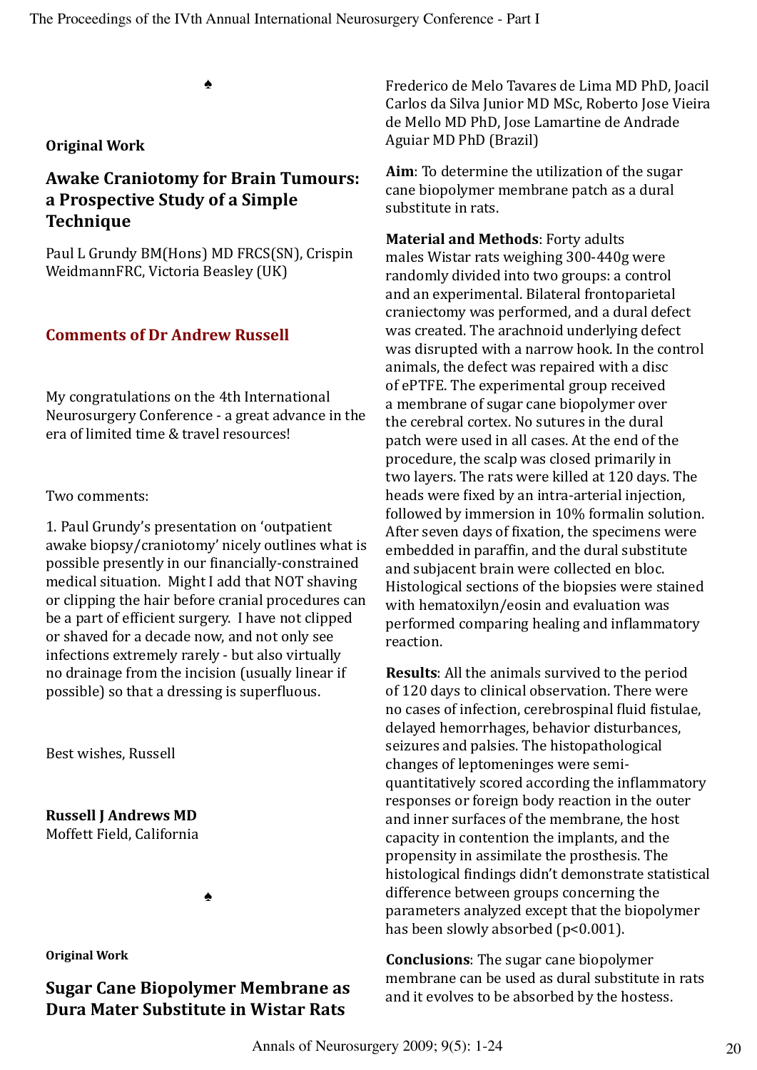♠

**Original Work**

## Awake Craniotomy for Brain Tumours: a Prospective Study of a Simple Technique

Paul L Grundy BM(Hons) MD FRCS(SN), Crispin WeidmannFRC, Victoria Beasley (UK)

### Comments of Dr Andrew Russell

My congratulations on the 4th International Neurosurgery Conference - a great advance in the era of limited time & travel resources!

Two comments:

1. Paul Grundy's presentation on 'outpatient awake biopsy/craniotomy' nicely outlines what is possible presently in our financially-constrained medical situation. Might I add that NOT shaving or clipping the hair before cranial procedures can be a part of efficient surgery. I have not clipped or shaved for a decade now, and not only see infections extremely rarely - but also virtually no drainage from the incision (usually linear if possible) so that a dressing is superfluous.

Best wishes, Russell

**Russell J Andrews MD**
Moffett Field, California

♠

**Original Work**

## Sugar Cane Biopolymer Membrane as Dura Mater Substitute in Wistar Rats

Frederico de Melo Tavares de Lima MD PhD, Joacil Carlos da Silva Junior MD MSc, Roberto Jose Vieira de Mello MD PhD, Jose Lamartine de Andrade Aguiar MD PhD (Brazil)

**Aim**: To determine the utilization of the sugar cane biopolymer membrane patch as a dural substitute in rats.

**Material and Methods**: Forty adults males Wistar rats weighing 300-440g were randomly divided into two groups: a control and an experimental. Bilateral frontoparietal craniectomy was performed, and a dural defect was created. The arachnoid underlying defect was disrupted with a narrow hook. In the control animals, the defect was repaired with a disc of ePTFE. The experimental group received a membrane of sugar cane biopolymer over the cerebral cortex. No sutures in the dural patch were used in all cases. At the end of the procedure, the scalp was closed primarily in two layers. The rats were killed at 120 days. The heads were fixed by an intra-arterial injection, followed by immersion in 10% formalin solution. After seven days of fixation, the specimens were embedded in paraffin, and the dural substitute and subjacent brain were collected en bloc. Histological sections of the biopsies were stained with hematoxilyn/eosin and evaluation was performed comparing healing and inflammatory reaction.

**Results**: All the animals survived to the period of 120 days to clinical observation. There were no cases of infection, cerebrospinal fluid fistulae, delayed hemorrhages, behavior disturbances, seizures and palsies. The histopathological changes of leptomeninges were semi-quantitatively scored according the inflammatory responses or foreign body reaction in the outer and inner surfaces of the membrane, the host capacity in contention the implants, and the propensity in assimilate the prosthesis. The histological findings didn't demonstrate statistical difference between groups concerning the parameters analyzed except that the biopolymer has been slowly absorbed ($p<0.001$).

**Conclusions**: The sugar cane biopolymer membrane can be used as dural substitute in rats and it evolves to be absorbed by the hostess.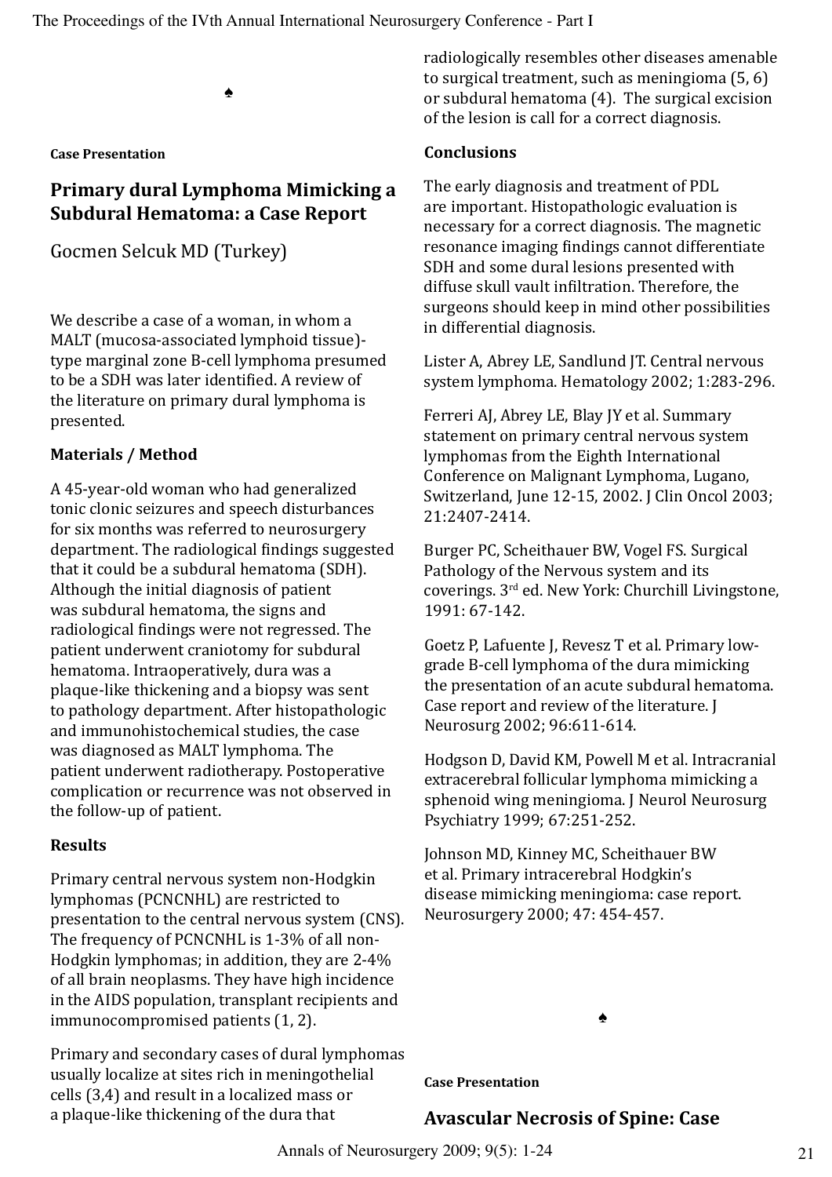♠

**Case Presentation**

## Primary dural Lymphoma Mimicking a Subdural Hematoma: a Case Report

Gocmen Selcuk MD (Turkey)

We describe a case of a woman, in whom a MALT (mucosa-associated lymphoid tissue)-type marginal zone B-cell lymphoma presumed to be a SDH was later identified. A review of the literature on primary dural lymphoma is presented.

### Materials / Method

A 45-year-old woman who had generalized tonic clonic seizures and speech disturbances for six months was referred to neurosurgery department. The radiological findings suggested that it could be a subdural hematoma (SDH). Although the initial diagnosis of patient was subdural hematoma, the signs and radiological findings were not regressed. The patient underwent craniotomy for subdural hematoma. Intraoperatively, dura was a plaque-like thickening and a biopsy was sent to pathology department. After histopathologic and immunohistochemical studies, the case was diagnosed as MALT lymphoma. The patient underwent radiotherapy. Postoperative complication or recurrence was not observed in the follow-up of patient.

### Results

Primary central nervous system non-Hodgkin lymphomas (PCNCNHL) are restricted to presentation to the central nervous system (CNS). The frequency of PCNCNHL is 1-3% of all non-Hodgkin lymphomas; in addition, they are 2-4% of all brain neoplasms. They have high incidence in the AIDS population, transplant recipients and immunocompromised patients (1, 2).

Primary and secondary cases of dural lymphomas usually localize at sites rich in meningothelial cells (3,4) and result in a localized mass or a plaque-like thickening of the dura that radiologically resembles other diseases amenable to surgical treatment, such as meningioma (5, 6) or subdural hematoma (4). The surgical excision of the lesion is call for a correct diagnosis.

### Conclusions

The early diagnosis and treatment of PDL are important. Histopathologic evaluation is necessary for a correct diagnosis. The magnetic resonance imaging findings cannot differentiate SDH and some dural lesions presented with diffuse skull vault infiltration. Therefore, the surgeons should keep in mind other possibilities in differential diagnosis.

Lister A, Abrey LE, Sandlund JT. Central nervous system lymphoma. Hematology 2002; 1:283-296.

Ferreri AJ, Abrey LE, Blay JY et al. Summary statement on primary central nervous system lymphomas from the Eighth International Conference on Malignant Lymphoma, Lugano, Switzerland, June 12-15, 2002. J Clin Oncol 2003; 21:2407-2414.

Burger PC, Scheithauer BW, Vogel FS. Surgical Pathology of the Nervous system and its coverings. 3rd ed. New York: Churchill Livingstone, 1991: 67-142.

Goetz P, Lafuente J, Revesz T et al. Primary low-grade B-cell lymphoma of the dura mimicking the presentation of an acute subdural hematoma. Case report and review of the literature. J Neurosurg 2002; 96:611-614.

Hodgson D, David KM, Powell M et al. Intracranial extracerebral follicular lymphoma mimicking a sphenoid wing meningioma. J Neurol Neurosurg Psychiatry 1999; 67:251-252.

Johnson MD, Kinney MC, Scheithauer BW et al. Primary intracerebral Hodgkin's disease mimicking meningioma: case report. Neurosurgery 2000; 47: 454-457.

♠

**Case Presentation**

## Avascular Necrosis of Spine: Case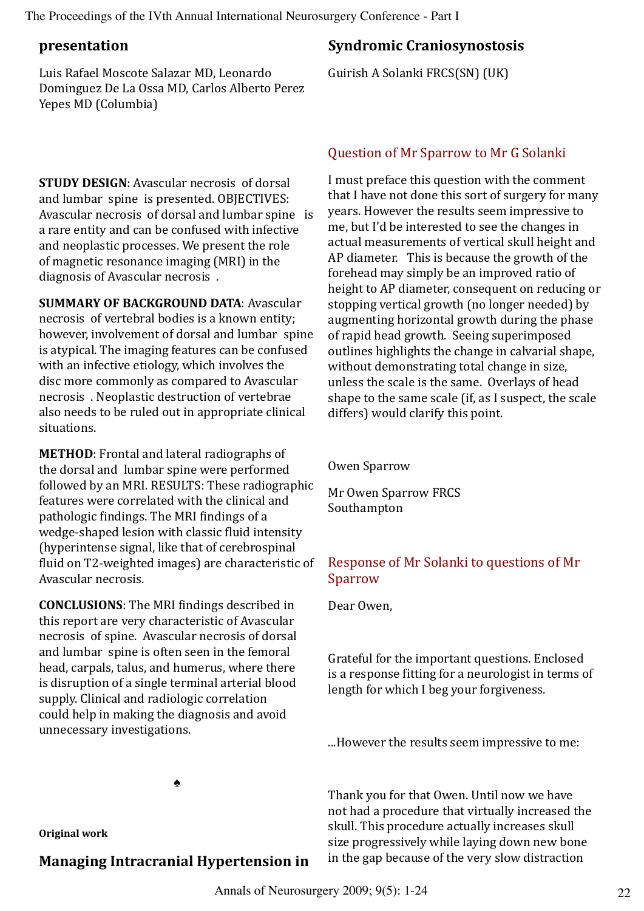## presentation

Luis Rafael Moscote Salazar MD, Leonardo Dominguez De La Ossa MD, Carlos Alberto Perez Yepes MD (Columbia)

**STUDY DESIGN**: Avascular necrosis of dorsal and lumbar spine is presented. OBJECTIVES: Avascular necrosis of dorsal and lumbar spine is a rare entity and can be confused with infective and neoplastic processes. We present the role of magnetic resonance imaging (MRI) in the diagnosis of Avascular necrosis .

**SUMMARY OF BACKGROUND DATA**: Avascular necrosis of vertebral bodies is a known entity; however, involvement of dorsal and lumbar spine is atypical. The imaging features can be confused with an infective etiology, which involves the disc more commonly as compared to Avascular necrosis . Neoplastic destruction of vertebrae also needs to be ruled out in appropriate clinical situations.

**METHOD**: Frontal and lateral radiographs of the dorsal and lumbar spine were performed followed by an MRI. RESULTS: These radiographic features were correlated with the clinical and pathologic findings. The MRI findings of a wedge-shaped lesion with classic fluid intensity (hyperintense signal, like that of cerebrospinal fluid on T2-weighted images) are characteristic of Avascular necrosis.

**CONCLUSIONS**: The MRI findings described in this report are very characteristic of Avascular necrosis of spine. Avascular necrosis of dorsal and lumbar spine is often seen in the femoral head, carpals, talus, and humerus, where there is disruption of a single terminal arterial blood supply. Clinical and radiologic correlation could help in making the diagnosis and avoid unnecessary investigations.

♠

**Original work**

## Managing Intracranial Hypertension in Syndromic Craniosynostosis

Guirish A Solanki FRCS(SN) (UK)

### Question of Mr Sparrow to Mr G Solanki

I must preface this question with the comment that I have not done this sort of surgery for many years. However the results seem impressive to me, but I'd be interested to see the changes in actual measurements of vertical skull height and AP diameter. This is because the growth of the forehead may simply be an improved ratio of height to AP diameter, consequent on reducing or stopping vertical growth (no longer needed) by augmenting horizontal growth during the phase of rapid head growth. Seeing superimposed outlines highlights the change in calvarial shape, without demonstrating total change in size, unless the scale is the same. Overlays of head shape to the same scale (if, as I suspect, the scale differs) would clarify this point.

Owen Sparrow

Mr Owen Sparrow FRCS
Southampton

### Response of Mr Solanki to questions of Mr Sparrow

Dear Owen,

Grateful for the important questions. Enclosed is a response fitting for a neurologist in terms of length for which I beg your forgiveness.

...However the results seem impressive to me:

Thank you for that Owen. Until now we have not had a procedure that virtually increased the skull. This procedure actually increases skull size progressively while laying down new bone in the gap because of the very slow distraction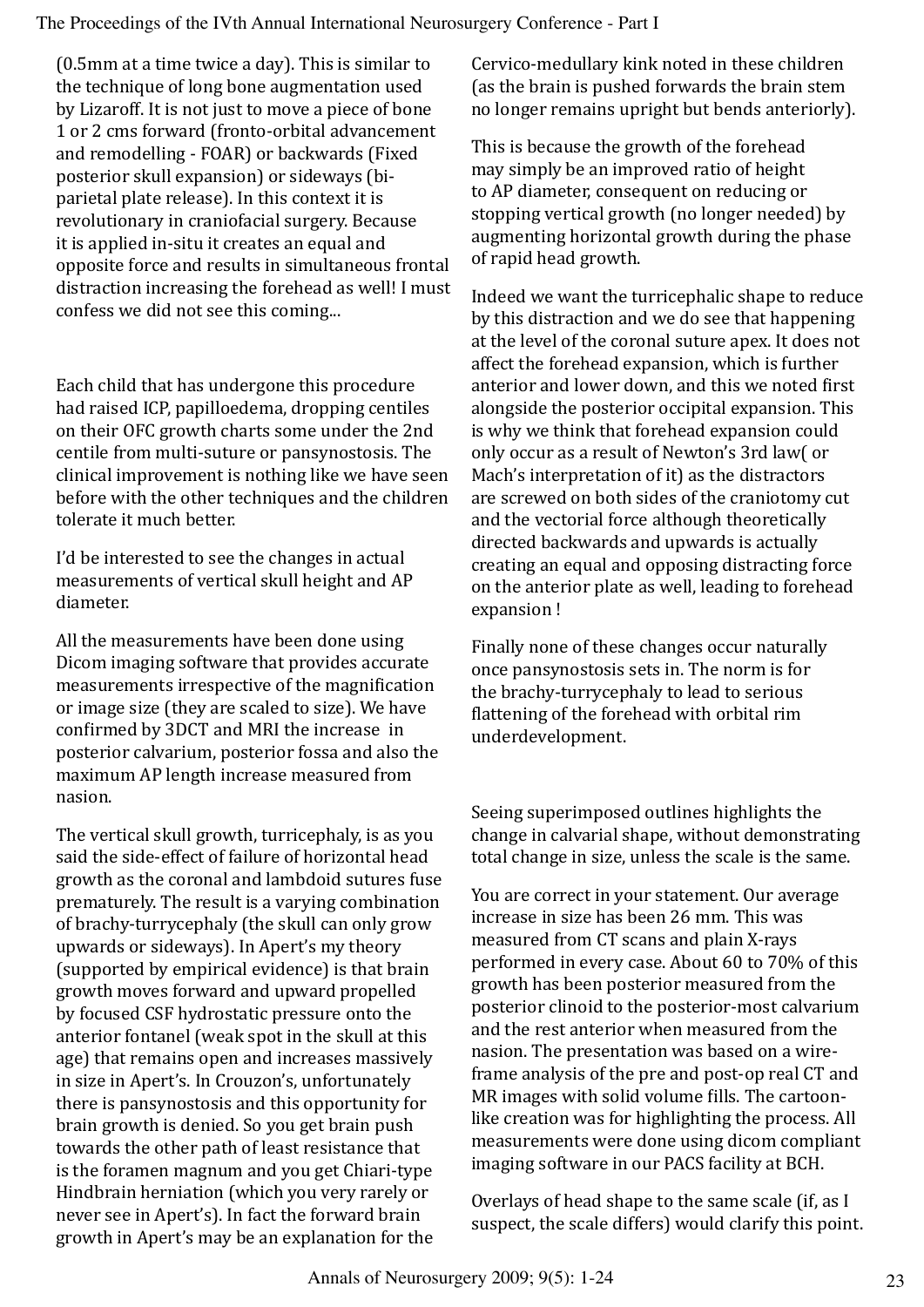(0.5mm at a time twice a day). This is similar to the technique of long bone augmentation used by Lizaroff. It is not just to move a piece of bone 1 or 2 cms forward (fronto-orbital advancement and remodelling - FOAR) or backwards (Fixed posterior skull expansion) or sideways (bi-parietal plate release). In this context it is revolutionary in craniofacial surgery. Because it is applied in-situ it creates an equal and opposite force and results in simultaneous frontal distraction increasing the forehead as well! I must confess we did not see this coming...

Each child that has undergone this procedure had raised ICP, papilloedema, dropping centiles on their OFC growth charts some under the 2nd centile from multi-suture or pansynostosis. The clinical improvement is nothing like we have seen before with the other techniques and the children tolerate it much better.

I'd be interested to see the changes in actual measurements of vertical skull height and AP diameter.

All the measurements have been done using Dicom imaging software that provides accurate measurements irrespective of the magnification or image size (they are scaled to size). We have confirmed by 3DCT and MRI the increase in posterior calvarium, posterior fossa and also the maximum AP length increase measured from nasion.

The vertical skull growth, turricephaly, is as you said the side-effect of failure of horizontal head growth as the coronal and lambdoid sutures fuse prematurely. The result is a varying combination of brachy-turrycephaly (the skull can only grow upwards or sideways). In Apert's my theory (supported by empirical evidence) is that brain growth moves forward and upward propelled by focused CSF hydrostatic pressure onto the anterior fontanel (weak spot in the skull at this age) that remains open and increases massively in size in Apert's. In Crouzon's, unfortunately there is pansynostosis and this opportunity for brain growth is denied. So you get brain push towards the other path of least resistance that is the foramen magnum and you get Chiari-type Hindbrain herniation (which you very rarely or never see in Apert's). In fact the forward brain growth in Apert's may be an explanation for the Cervico-medullary kink noted in these children (as the brain is pushed forwards the brain stem no longer remains upright but bends anteriorly).

This is because the growth of the forehead may simply be an improved ratio of height to AP diameter, consequent on reducing or stopping vertical growth (no longer needed) by augmenting horizontal growth during the phase of rapid head growth.

Indeed we want the turricephalic shape to reduce by this distraction and we do see that happening at the level of the coronal suture apex. It does not affect the forehead expansion, which is further anterior and lower down, and this we noted first alongside the posterior occipital expansion. This is why we think that forehead expansion could only occur as a result of Newton's 3rd law( or Mach's interpretation of it) as the distractors are screwed on both sides of the craniotomy cut and the vectorial force although theoretically directed backwards and upwards is actually creating an equal and opposing distracting force on the anterior plate as well, leading to forehead expansion !

Finally none of these changes occur naturally once pansynostosis sets in. The norm is for the brachy-turrycephaly to lead to serious flattening of the forehead with orbital rim underdevelopment.

Seeing superimposed outlines highlights the change in calvarial shape, without demonstrating total change in size, unless the scale is the same.

You are correct in your statement. Our average increase in size has been 26 mm. This was measured from CT scans and plain X-rays performed in every case. About 60 to 70% of this growth has been posterior measured from the posterior clinoid to the posterior-most calvarium and the rest anterior when measured from the nasion. The presentation was based on a wire-frame analysis of the pre and post-op real CT and MR images with solid volume fills. The cartoon-like creation was for highlighting the process. All measurements were done using dicom compliant imaging software in our PACS facility at BCH.

Overlays of head shape to the same scale (if, as I suspect, the scale differs) would clarify this point.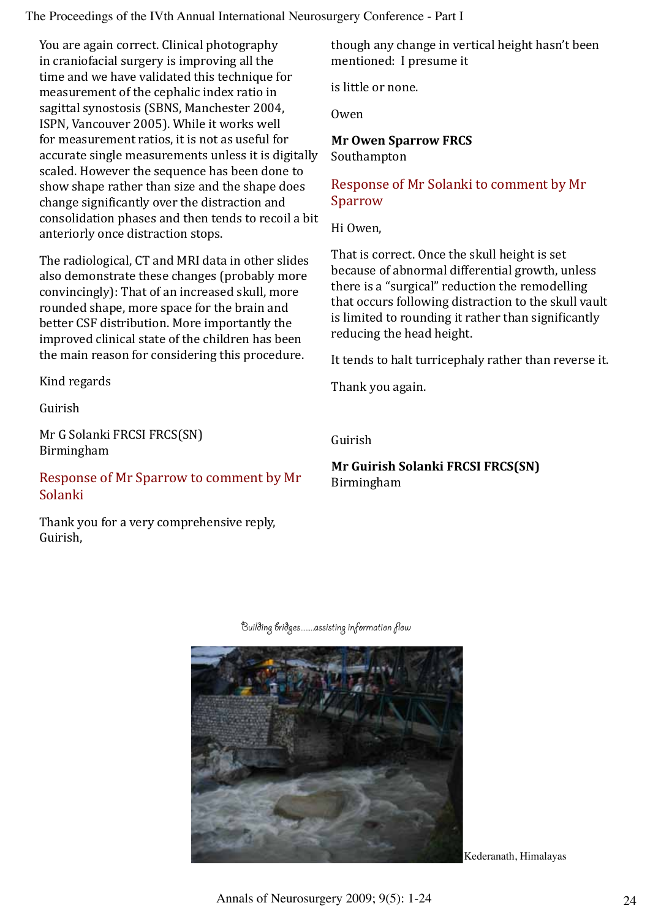You are again correct. Clinical photography in craniofacial surgery is improving all the time and we have validated this technique for measurement of the cephalic index ratio in sagittal synostosis (SBNS, Manchester 2004, ISPN, Vancouver 2005). While it works well for measurement ratios, it is not as useful for accurate single measurements unless it is digitally scaled. However the sequence has been done to show shape rather than size and the shape does change significantly over the distraction and consolidation phases and then tends to recoil a bit anteriorly once distraction stops.

The radiological, CT and MRI data in other slides also demonstrate these changes (probably more convincingly): That of an increased skull, more rounded shape, more space for the brain and better CSF distribution. More importantly the improved clinical state of the children has been the main reason for considering this procedure.

Kind regards

Guirish

Mr G Solanki FRCSI FRCS(SN)
Birmingham

## Response of Mr Sparrow to comment by Mr Solanki

Thank you for a very comprehensive reply, Guirish,

though any change in vertical height hasn't been mentioned: I presume it

is little or none.

Owen

**Mr Owen Sparrow FRCS**
Southampton

## Response of Mr Solanki to comment by Mr Sparrow

Hi Owen,

That is correct. Once the skull height is set because of abnormal differential growth, unless there is a "surgical" reduction the remodelling that occurs following distraction to the skull vault is limited to rounding it rather than significantly reducing the head height.

It tends to halt turricephaly rather than reverse it.

Thank you again.

Guirish

**Mr Guirish Solanki FRCSI FRCS(SN)**
Birmingham

*Building bridges........assisting information flow*

Kederanath, Himalayas